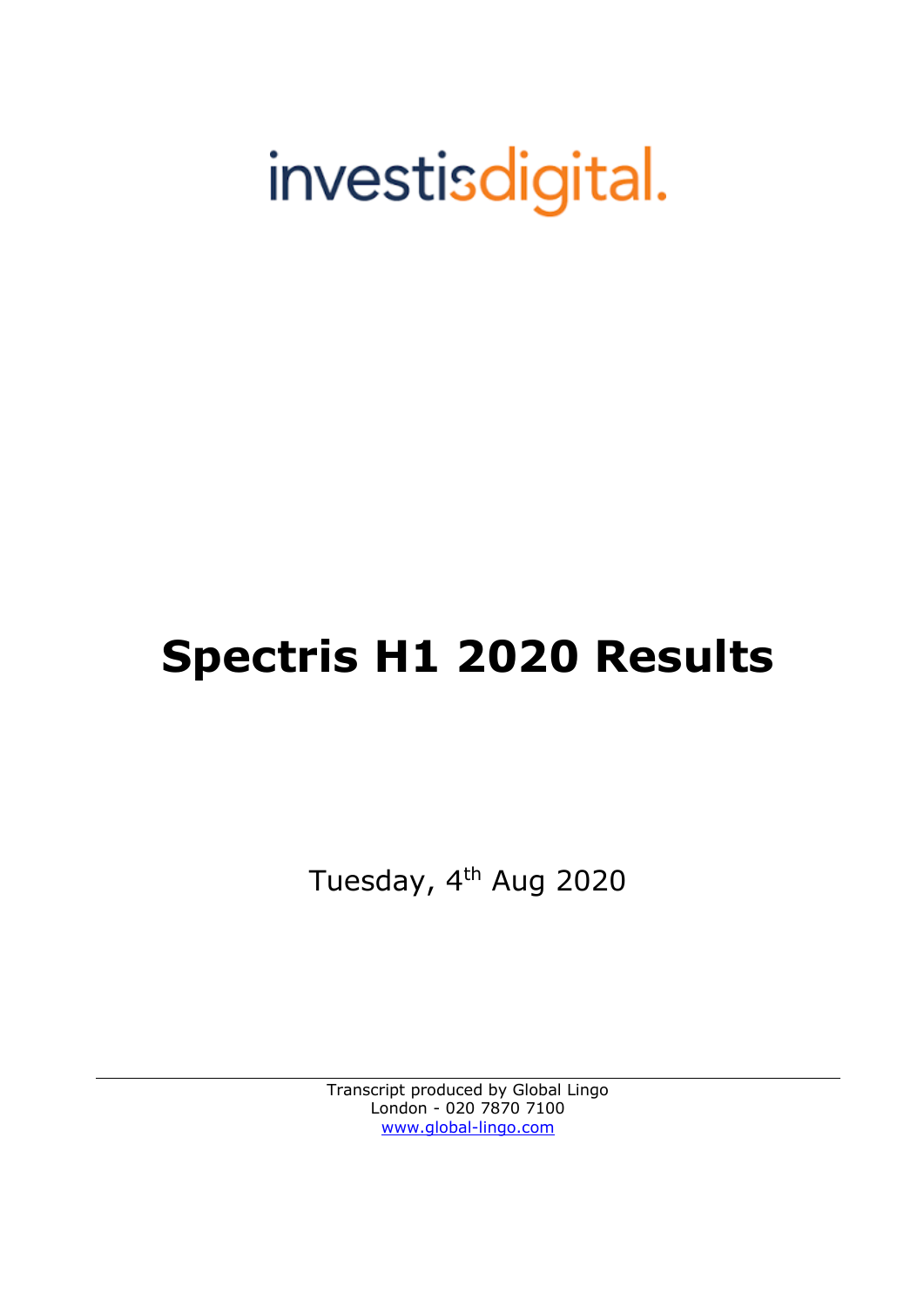investisdigital.

# Spectris H1 2020 Results

Tuesday, 4th Aug 2020

Transcript produced by Global Lingo
London - 020 7870 7100
www.global-lingo.com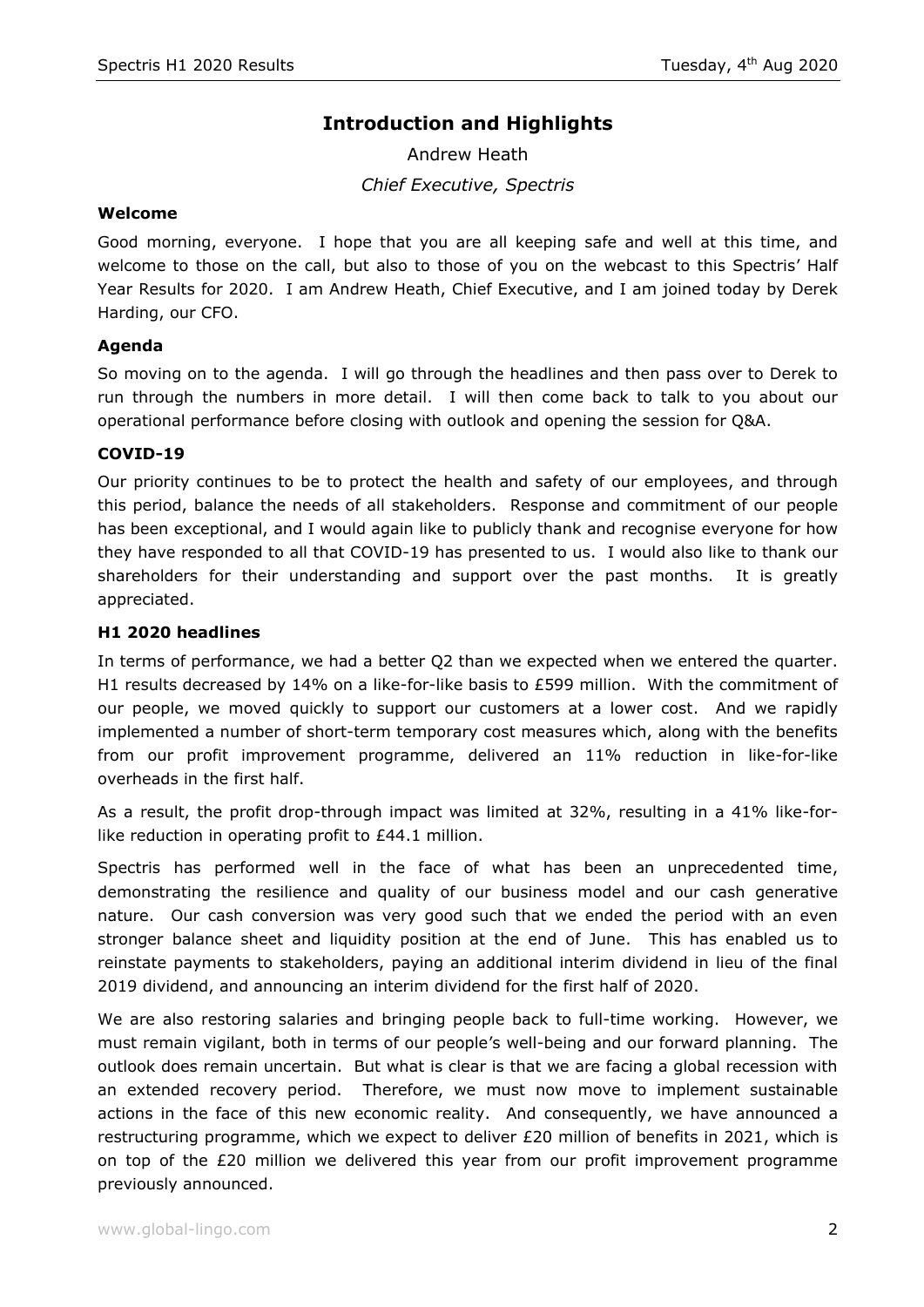# Introduction and Highlights

Andrew Heath

*Chief Executive, Spectris*

### Welcome

Good morning, everyone. I hope that you are all keeping safe and well at this time, and welcome to those on the call, but also to those of you on the webcast to this Spectris' Half Year Results for 2020. I am Andrew Heath, Chief Executive, and I am joined today by Derek Harding, our CFO.

### Agenda

So moving on to the agenda. I will go through the headlines and then pass over to Derek to run through the numbers in more detail. I will then come back to talk to you about our operational performance before closing with outlook and opening the session for Q&A.

### COVID-19

Our priority continues to be to protect the health and safety of our employees, and through this period, balance the needs of all stakeholders. Response and commitment of our people has been exceptional, and I would again like to publicly thank and recognise everyone for how they have responded to all that COVID-19 has presented to us. I would also like to thank our shareholders for their understanding and support over the past months. It is greatly appreciated.

### H1 2020 headlines

In terms of performance, we had a better Q2 than we expected when we entered the quarter. H1 results decreased by 14% on a like-for-like basis to £599 million. With the commitment of our people, we moved quickly to support our customers at a lower cost. And we rapidly implemented a number of short-term temporary cost measures which, along with the benefits from our profit improvement programme, delivered an 11% reduction in like-for-like overheads in the first half.

As a result, the profit drop-through impact was limited at 32%, resulting in a 41% like-for-like reduction in operating profit to £44.1 million.

Spectris has performed well in the face of what has been an unprecedented time, demonstrating the resilience and quality of our business model and our cash generative nature. Our cash conversion was very good such that we ended the period with an even stronger balance sheet and liquidity position at the end of June. This has enabled us to reinstate payments to stakeholders, paying an additional interim dividend in lieu of the final 2019 dividend, and announcing an interim dividend for the first half of 2020.

We are also restoring salaries and bringing people back to full-time working. However, we must remain vigilant, both in terms of our people's well-being and our forward planning. The outlook does remain uncertain. But what is clear is that we are facing a global recession with an extended recovery period. Therefore, we must now move to implement sustainable actions in the face of this new economic reality. And consequently, we have announced a restructuring programme, which we expect to deliver £20 million of benefits in 2021, which is on top of the £20 million we delivered this year from our profit improvement programme previously announced.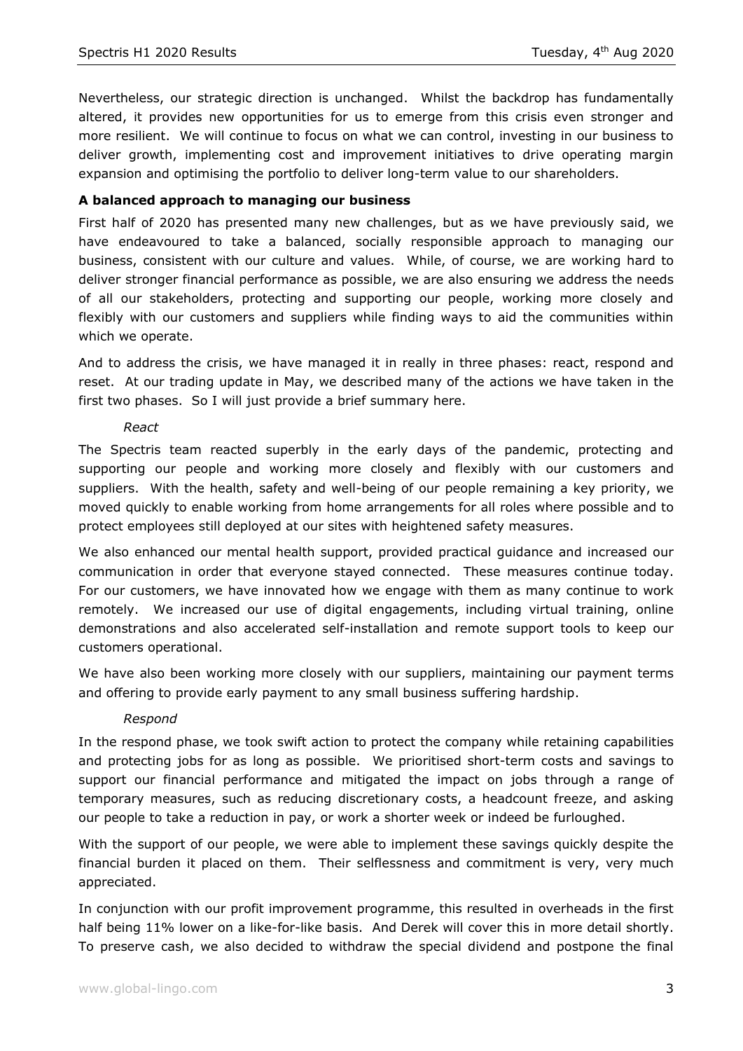Nevertheless, our strategic direction is unchanged. Whilst the backdrop has fundamentally altered, it provides new opportunities for us to emerge from this crisis even stronger and more resilient. We will continue to focus on what we can control, investing in our business to deliver growth, implementing cost and improvement initiatives to drive operating margin expansion and optimising the portfolio to deliver long-term value to our shareholders.

**A balanced approach to managing our business**

First half of 2020 has presented many new challenges, but as we have previously said, we have endeavoured to take a balanced, socially responsible approach to managing our business, consistent with our culture and values. While, of course, we are working hard to deliver stronger financial performance as possible, we are also ensuring we address the needs of all our stakeholders, protecting and supporting our people, working more closely and flexibly with our customers and suppliers while finding ways to aid the communities within which we operate.

And to address the crisis, we have managed it in really in three phases: react, respond and reset. At our trading update in May, we described many of the actions we have taken in the first two phases. So I will just provide a brief summary here.

*React*

The Spectris team reacted superbly in the early days of the pandemic, protecting and supporting our people and working more closely and flexibly with our customers and suppliers. With the health, safety and well-being of our people remaining a key priority, we moved quickly to enable working from home arrangements for all roles where possible and to protect employees still deployed at our sites with heightened safety measures.

We also enhanced our mental health support, provided practical guidance and increased our communication in order that everyone stayed connected. These measures continue today. For our customers, we have innovated how we engage with them as many continue to work remotely. We increased our use of digital engagements, including virtual training, online demonstrations and also accelerated self-installation and remote support tools to keep our customers operational.

We have also been working more closely with our suppliers, maintaining our payment terms and offering to provide early payment to any small business suffering hardship.

*Respond*

In the respond phase, we took swift action to protect the company while retaining capabilities and protecting jobs for as long as possible. We prioritised short-term costs and savings to support our financial performance and mitigated the impact on jobs through a range of temporary measures, such as reducing discretionary costs, a headcount freeze, and asking our people to take a reduction in pay, or work a shorter week or indeed be furloughed.

With the support of our people, we were able to implement these savings quickly despite the financial burden it placed on them. Their selflessness and commitment is very, very much appreciated.

In conjunction with our profit improvement programme, this resulted in overheads in the first half being 11% lower on a like-for-like basis. And Derek will cover this in more detail shortly. To preserve cash, we also decided to withdraw the special dividend and postpone the final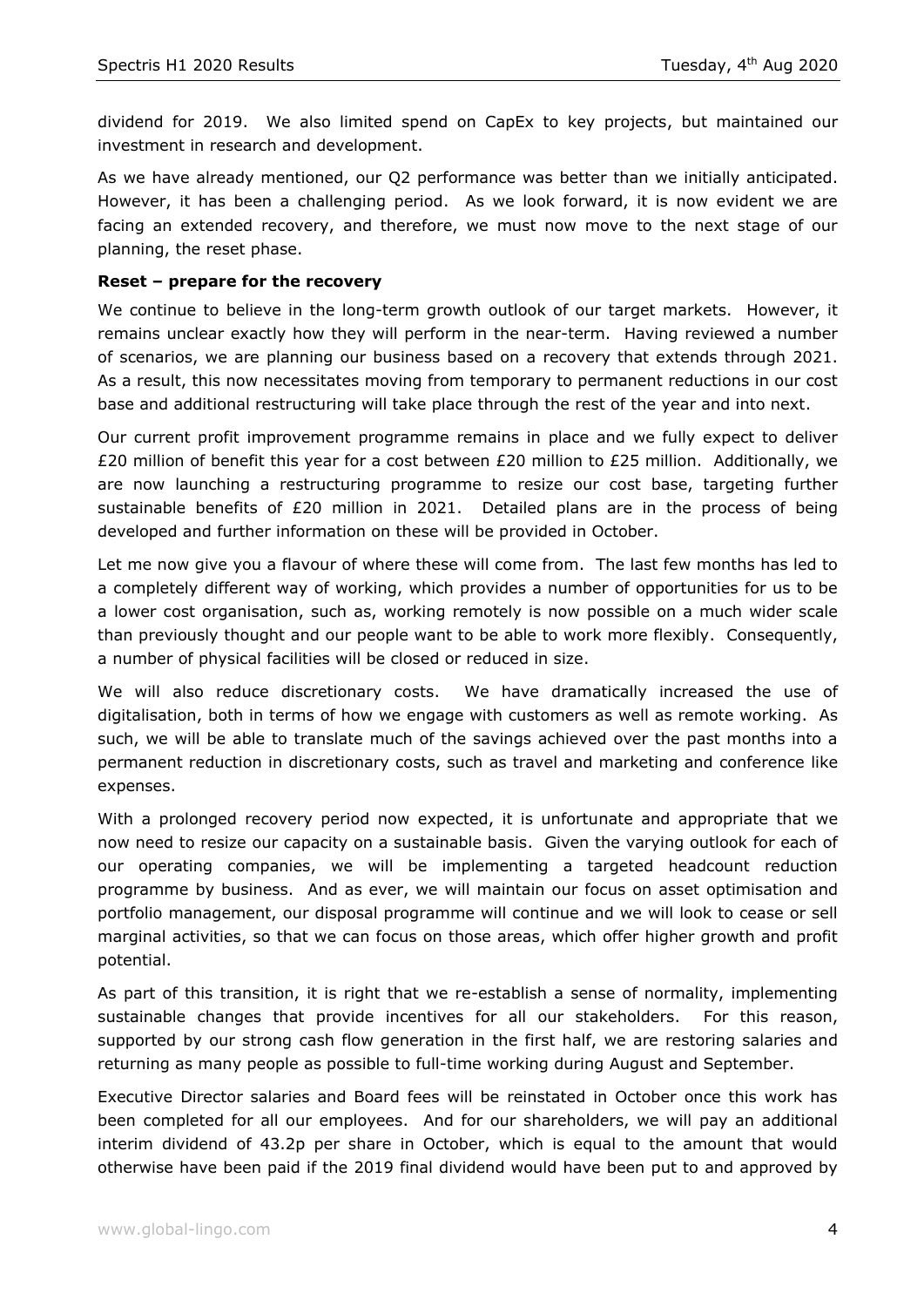dividend for 2019. We also limited spend on CapEx to key projects, but maintained our investment in research and development.

As we have already mentioned, our Q2 performance was better than we initially anticipated. However, it has been a challenging period. As we look forward, it is now evident we are facing an extended recovery, and therefore, we must now move to the next stage of our planning, the reset phase.

**Reset – prepare for the recovery**

We continue to believe in the long-term growth outlook of our target markets. However, it remains unclear exactly how they will perform in the near-term. Having reviewed a number of scenarios, we are planning our business based on a recovery that extends through 2021. As a result, this now necessitates moving from temporary to permanent reductions in our cost base and additional restructuring will take place through the rest of the year and into next.

Our current profit improvement programme remains in place and we fully expect to deliver £20 million of benefit this year for a cost between £20 million to £25 million. Additionally, we are now launching a restructuring programme to resize our cost base, targeting further sustainable benefits of £20 million in 2021. Detailed plans are in the process of being developed and further information on these will be provided in October.

Let me now give you a flavour of where these will come from. The last few months has led to a completely different way of working, which provides a number of opportunities for us to be a lower cost organisation, such as, working remotely is now possible on a much wider scale than previously thought and our people want to be able to work more flexibly. Consequently, a number of physical facilities will be closed or reduced in size.

We will also reduce discretionary costs. We have dramatically increased the use of digitalisation, both in terms of how we engage with customers as well as remote working. As such, we will be able to translate much of the savings achieved over the past months into a permanent reduction in discretionary costs, such as travel and marketing and conference like expenses.

With a prolonged recovery period now expected, it is unfortunate and appropriate that we now need to resize our capacity on a sustainable basis. Given the varying outlook for each of our operating companies, we will be implementing a targeted headcount reduction programme by business. And as ever, we will maintain our focus on asset optimisation and portfolio management, our disposal programme will continue and we will look to cease or sell marginal activities, so that we can focus on those areas, which offer higher growth and profit potential.

As part of this transition, it is right that we re-establish a sense of normality, implementing sustainable changes that provide incentives for all our stakeholders. For this reason, supported by our strong cash flow generation in the first half, we are restoring salaries and returning as many people as possible to full-time working during August and September.

Executive Director salaries and Board fees will be reinstated in October once this work has been completed for all our employees. And for our shareholders, we will pay an additional interim dividend of 43.2p per share in October, which is equal to the amount that would otherwise have been paid if the 2019 final dividend would have been put to and approved by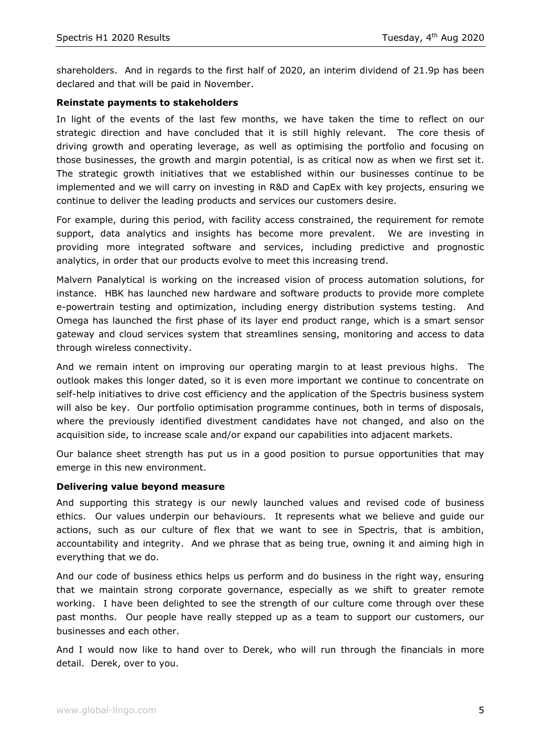shareholders. And in regards to the first half of 2020, an interim dividend of 21.9p has been declared and that will be paid in November.

**Reinstate payments to stakeholders**

In light of the events of the last few months, we have taken the time to reflect on our strategic direction and have concluded that it is still highly relevant. The core thesis of driving growth and operating leverage, as well as optimising the portfolio and focusing on those businesses, the growth and margin potential, is as critical now as when we first set it. The strategic growth initiatives that we established within our businesses continue to be implemented and we will carry on investing in R&D and CapEx with key projects, ensuring we continue to deliver the leading products and services our customers desire.

For example, during this period, with facility access constrained, the requirement for remote support, data analytics and insights has become more prevalent. We are investing in providing more integrated software and services, including predictive and prognostic analytics, in order that our products evolve to meet this increasing trend.

Malvern Panalytical is working on the increased vision of process automation solutions, for instance. HBK has launched new hardware and software products to provide more complete e-powertrain testing and optimization, including energy distribution systems testing. And Omega has launched the first phase of its layer end product range, which is a smart sensor gateway and cloud services system that streamlines sensing, monitoring and access to data through wireless connectivity.

And we remain intent on improving our operating margin to at least previous highs. The outlook makes this longer dated, so it is even more important we continue to concentrate on self-help initiatives to drive cost efficiency and the application of the Spectris business system will also be key. Our portfolio optimisation programme continues, both in terms of disposals, where the previously identified divestment candidates have not changed, and also on the acquisition side, to increase scale and/or expand our capabilities into adjacent markets.

Our balance sheet strength has put us in a good position to pursue opportunities that may emerge in this new environment.

**Delivering value beyond measure**

And supporting this strategy is our newly launched values and revised code of business ethics. Our values underpin our behaviours. It represents what we believe and guide our actions, such as our culture of flex that we want to see in Spectris, that is ambition, accountability and integrity. And we phrase that as being true, owning it and aiming high in everything that we do.

And our code of business ethics helps us perform and do business in the right way, ensuring that we maintain strong corporate governance, especially as we shift to greater remote working. I have been delighted to see the strength of our culture come through over these past months. Our people have really stepped up as a team to support our customers, our businesses and each other.

And I would now like to hand over to Derek, who will run through the financials in more detail. Derek, over to you.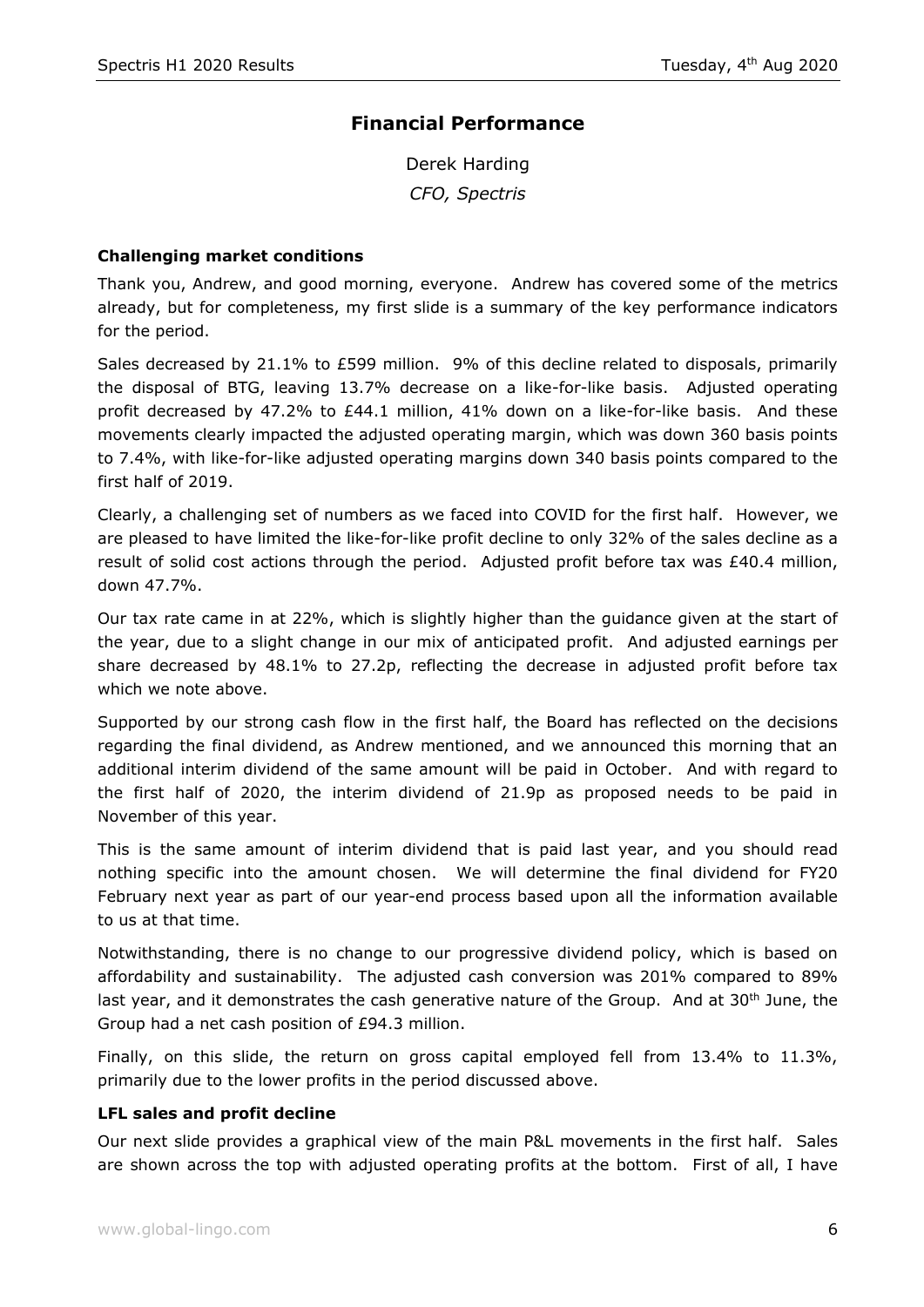## Financial Performance

Derek Harding

*CFO, Spectris*

### Challenging market conditions

Thank you, Andrew, and good morning, everyone. Andrew has covered some of the metrics already, but for completeness, my first slide is a summary of the key performance indicators for the period.

Sales decreased by 21.1% to £599 million. 9% of this decline related to disposals, primarily the disposal of BTG, leaving 13.7% decrease on a like-for-like basis. Adjusted operating profit decreased by 47.2% to £44.1 million, 41% down on a like-for-like basis. And these movements clearly impacted the adjusted operating margin, which was down 360 basis points to 7.4%, with like-for-like adjusted operating margins down 340 basis points compared to the first half of 2019.

Clearly, a challenging set of numbers as we faced into COVID for the first half. However, we are pleased to have limited the like-for-like profit decline to only 32% of the sales decline as a result of solid cost actions through the period. Adjusted profit before tax was £40.4 million, down 47.7%.

Our tax rate came in at 22%, which is slightly higher than the guidance given at the start of the year, due to a slight change in our mix of anticipated profit. And adjusted earnings per share decreased by 48.1% to 27.2p, reflecting the decrease in adjusted profit before tax which we note above.

Supported by our strong cash flow in the first half, the Board has reflected on the decisions regarding the final dividend, as Andrew mentioned, and we announced this morning that an additional interim dividend of the same amount will be paid in October. And with regard to the first half of 2020, the interim dividend of 21.9p as proposed needs to be paid in November of this year.

This is the same amount of interim dividend that is paid last year, and you should read nothing specific into the amount chosen. We will determine the final dividend for FY20 February next year as part of our year-end process based upon all the information available to us at that time.

Notwithstanding, there is no change to our progressive dividend policy, which is based on affordability and sustainability. The adjusted cash conversion was 201% compared to 89% last year, and it demonstrates the cash generative nature of the Group. And at 30th June, the Group had a net cash position of £94.3 million.

Finally, on this slide, the return on gross capital employed fell from 13.4% to 11.3%, primarily due to the lower profits in the period discussed above.

### LFL sales and profit decline

Our next slide provides a graphical view of the main P&L movements in the first half. Sales are shown across the top with adjusted operating profits at the bottom. First of all, I have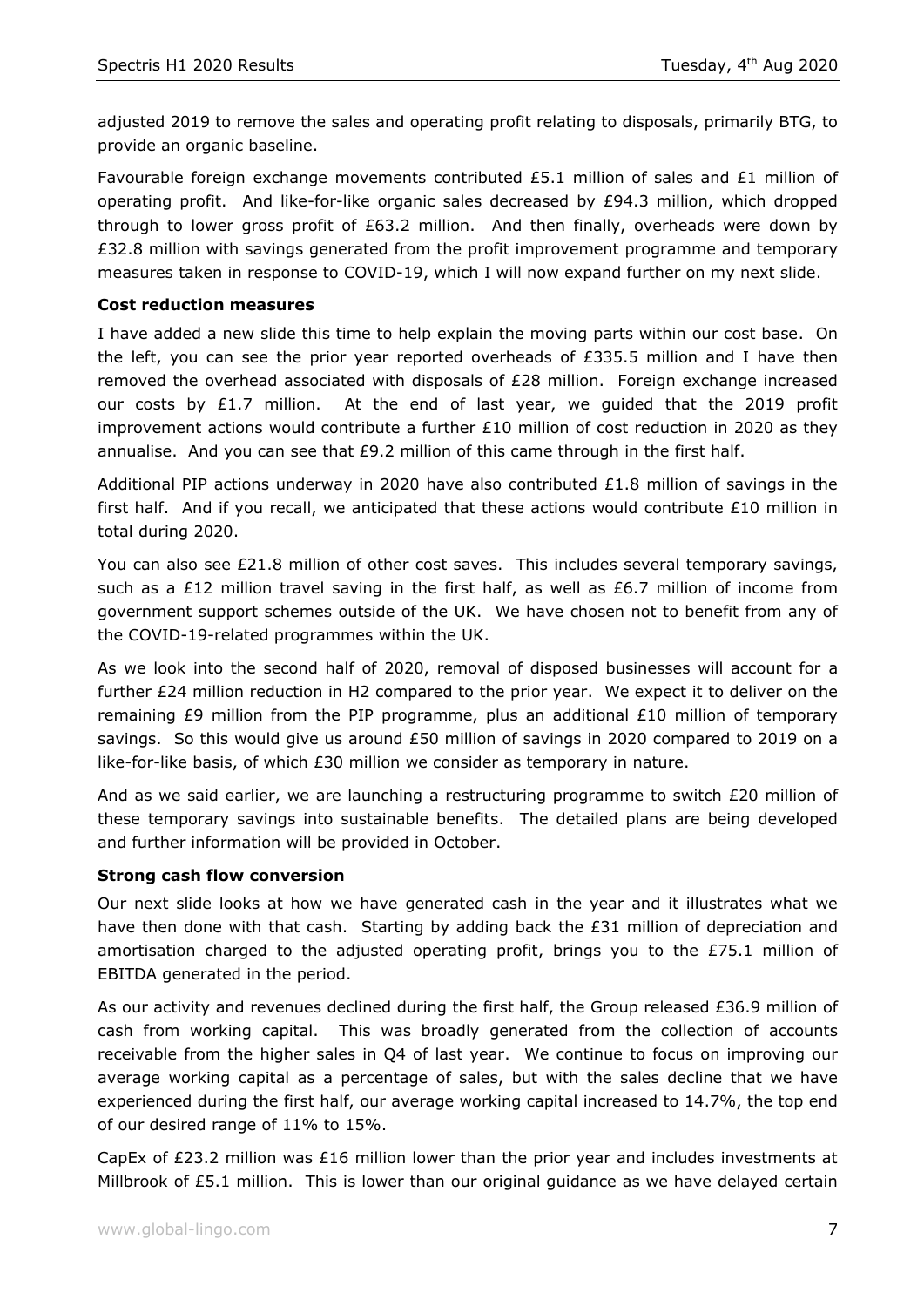adjusted 2019 to remove the sales and operating profit relating to disposals, primarily BTG, to provide an organic baseline.

Favourable foreign exchange movements contributed £5.1 million of sales and £1 million of operating profit. And like-for-like organic sales decreased by £94.3 million, which dropped through to lower gross profit of £63.2 million. And then finally, overheads were down by £32.8 million with savings generated from the profit improvement programme and temporary measures taken in response to COVID-19, which I will now expand further on my next slide.

**Cost reduction measures**

I have added a new slide this time to help explain the moving parts within our cost base. On the left, you can see the prior year reported overheads of £335.5 million and I have then removed the overhead associated with disposals of £28 million. Foreign exchange increased our costs by £1.7 million. At the end of last year, we guided that the 2019 profit improvement actions would contribute a further £10 million of cost reduction in 2020 as they annualise. And you can see that £9.2 million of this came through in the first half.

Additional PIP actions underway in 2020 have also contributed £1.8 million of savings in the first half. And if you recall, we anticipated that these actions would contribute £10 million in total during 2020.

You can also see £21.8 million of other cost saves. This includes several temporary savings, such as a £12 million travel saving in the first half, as well as £6.7 million of income from government support schemes outside of the UK. We have chosen not to benefit from any of the COVID-19-related programmes within the UK.

As we look into the second half of 2020, removal of disposed businesses will account for a further £24 million reduction in H2 compared to the prior year. We expect it to deliver on the remaining £9 million from the PIP programme, plus an additional £10 million of temporary savings. So this would give us around £50 million of savings in 2020 compared to 2019 on a like-for-like basis, of which £30 million we consider as temporary in nature.

And as we said earlier, we are launching a restructuring programme to switch £20 million of these temporary savings into sustainable benefits. The detailed plans are being developed and further information will be provided in October.

**Strong cash flow conversion**

Our next slide looks at how we have generated cash in the year and it illustrates what we have then done with that cash. Starting by adding back the £31 million of depreciation and amortisation charged to the adjusted operating profit, brings you to the £75.1 million of EBITDA generated in the period.

As our activity and revenues declined during the first half, the Group released £36.9 million of cash from working capital. This was broadly generated from the collection of accounts receivable from the higher sales in Q4 of last year. We continue to focus on improving our average working capital as a percentage of sales, but with the sales decline that we have experienced during the first half, our average working capital increased to 14.7%, the top end of our desired range of 11% to 15%.

CapEx of £23.2 million was £16 million lower than the prior year and includes investments at Millbrook of £5.1 million. This is lower than our original guidance as we have delayed certain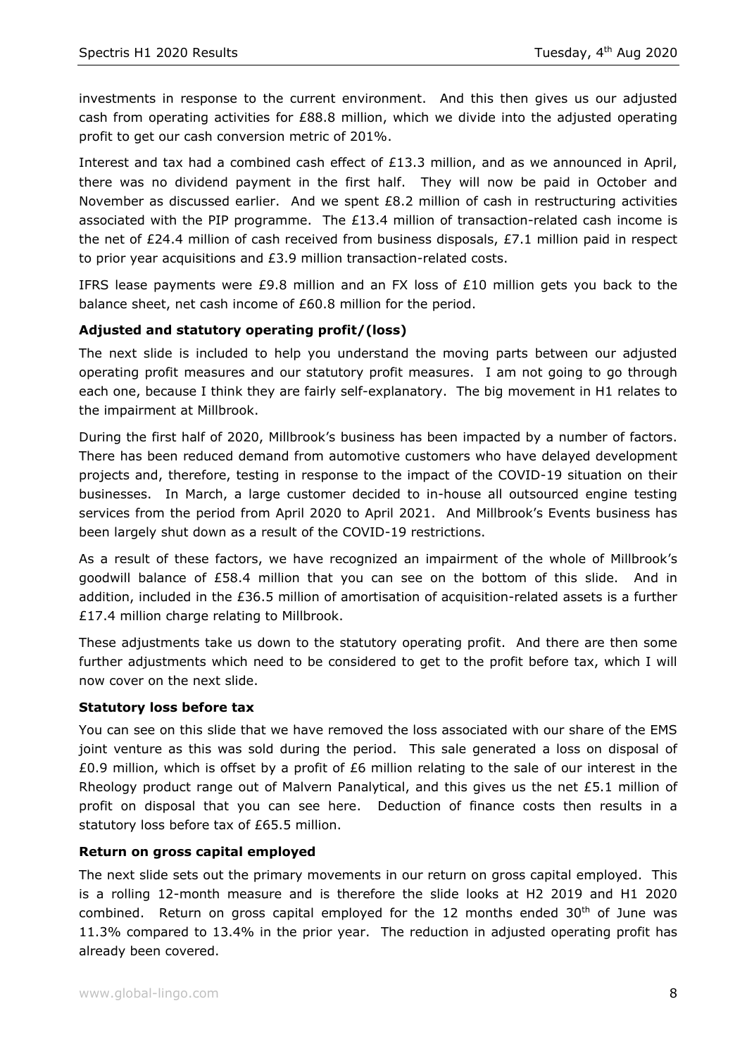investments in response to the current environment. And this then gives us our adjusted cash from operating activities for £88.8 million, which we divide into the adjusted operating profit to get our cash conversion metric of 201%.

Interest and tax had a combined cash effect of £13.3 million, and as we announced in April, there was no dividend payment in the first half. They will now be paid in October and November as discussed earlier. And we spent £8.2 million of cash in restructuring activities associated with the PIP programme. The £13.4 million of transaction-related cash income is the net of £24.4 million of cash received from business disposals, £7.1 million paid in respect to prior year acquisitions and £3.9 million transaction-related costs.

IFRS lease payments were £9.8 million and an FX loss of £10 million gets you back to the balance sheet, net cash income of £60.8 million for the period.

**Adjusted and statutory operating profit/(loss)**

The next slide is included to help you understand the moving parts between our adjusted operating profit measures and our statutory profit measures. I am not going to go through each one, because I think they are fairly self-explanatory. The big movement in H1 relates to the impairment at Millbrook.

During the first half of 2020, Millbrook's business has been impacted by a number of factors. There has been reduced demand from automotive customers who have delayed development projects and, therefore, testing in response to the impact of the COVID-19 situation on their businesses. In March, a large customer decided to in-house all outsourced engine testing services from the period from April 2020 to April 2021. And Millbrook's Events business has been largely shut down as a result of the COVID-19 restrictions.

As a result of these factors, we have recognized an impairment of the whole of Millbrook's goodwill balance of £58.4 million that you can see on the bottom of this slide. And in addition, included in the £36.5 million of amortisation of acquisition-related assets is a further £17.4 million charge relating to Millbrook.

These adjustments take us down to the statutory operating profit. And there are then some further adjustments which need to be considered to get to the profit before tax, which I will now cover on the next slide.

**Statutory loss before tax**

You can see on this slide that we have removed the loss associated with our share of the EMS joint venture as this was sold during the period. This sale generated a loss on disposal of £0.9 million, which is offset by a profit of £6 million relating to the sale of our interest in the Rheology product range out of Malvern Panalytical, and this gives us the net £5.1 million of profit on disposal that you can see here. Deduction of finance costs then results in a statutory loss before tax of £65.5 million.

**Return on gross capital employed**

The next slide sets out the primary movements in our return on gross capital employed. This is a rolling 12-month measure and is therefore the slide looks at H2 2019 and H1 2020 combined. Return on gross capital employed for the 12 months ended 30th of June was 11.3% compared to 13.4% in the prior year. The reduction in adjusted operating profit has already been covered.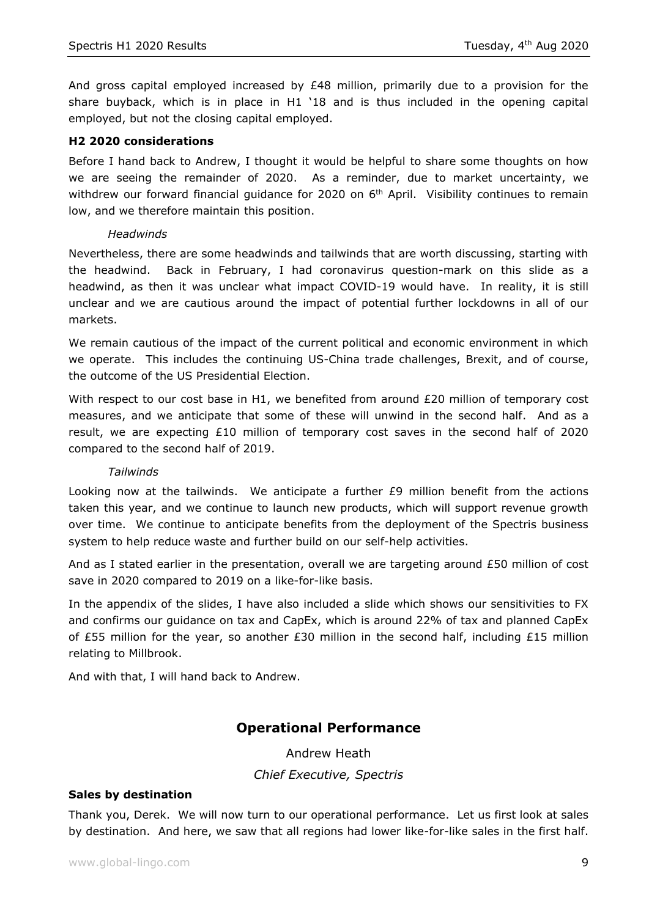And gross capital employed increased by £48 million, primarily due to a provision for the share buyback, which is in place in H1 '18 and is thus included in the opening capital employed, but not the closing capital employed.

**H2 2020 considerations**

Before I hand back to Andrew, I thought it would be helpful to share some thoughts on how we are seeing the remainder of 2020. As a reminder, due to market uncertainty, we withdrew our forward financial guidance for 2020 on 6th April. Visibility continues to remain low, and we therefore maintain this position.

*Headwinds*

Nevertheless, there are some headwinds and tailwinds that are worth discussing, starting with the headwind. Back in February, I had coronavirus question-mark on this slide as a headwind, as then it was unclear what impact COVID-19 would have. In reality, it is still unclear and we are cautious around the impact of potential further lockdowns in all of our markets.

We remain cautious of the impact of the current political and economic environment in which we operate. This includes the continuing US-China trade challenges, Brexit, and of course, the outcome of the US Presidential Election.

With respect to our cost base in H1, we benefited from around £20 million of temporary cost measures, and we anticipate that some of these will unwind in the second half. And as a result, we are expecting £10 million of temporary cost saves in the second half of 2020 compared to the second half of 2019.

*Tailwinds*

Looking now at the tailwinds. We anticipate a further £9 million benefit from the actions taken this year, and we continue to launch new products, which will support revenue growth over time. We continue to anticipate benefits from the deployment of the Spectris business system to help reduce waste and further build on our self-help activities.

And as I stated earlier in the presentation, overall we are targeting around £50 million of cost save in 2020 compared to 2019 on a like-for-like basis.

In the appendix of the slides, I have also included a slide which shows our sensitivities to FX and confirms our guidance on tax and CapEx, which is around 22% of tax and planned CapEx of £55 million for the year, so another £30 million in the second half, including £15 million relating to Millbrook.

And with that, I will hand back to Andrew.

## Operational Performance

Andrew Heath

*Chief Executive, Spectris*

**Sales by destination**

Thank you, Derek. We will now turn to our operational performance. Let us first look at sales by destination. And here, we saw that all regions had lower like-for-like sales in the first half.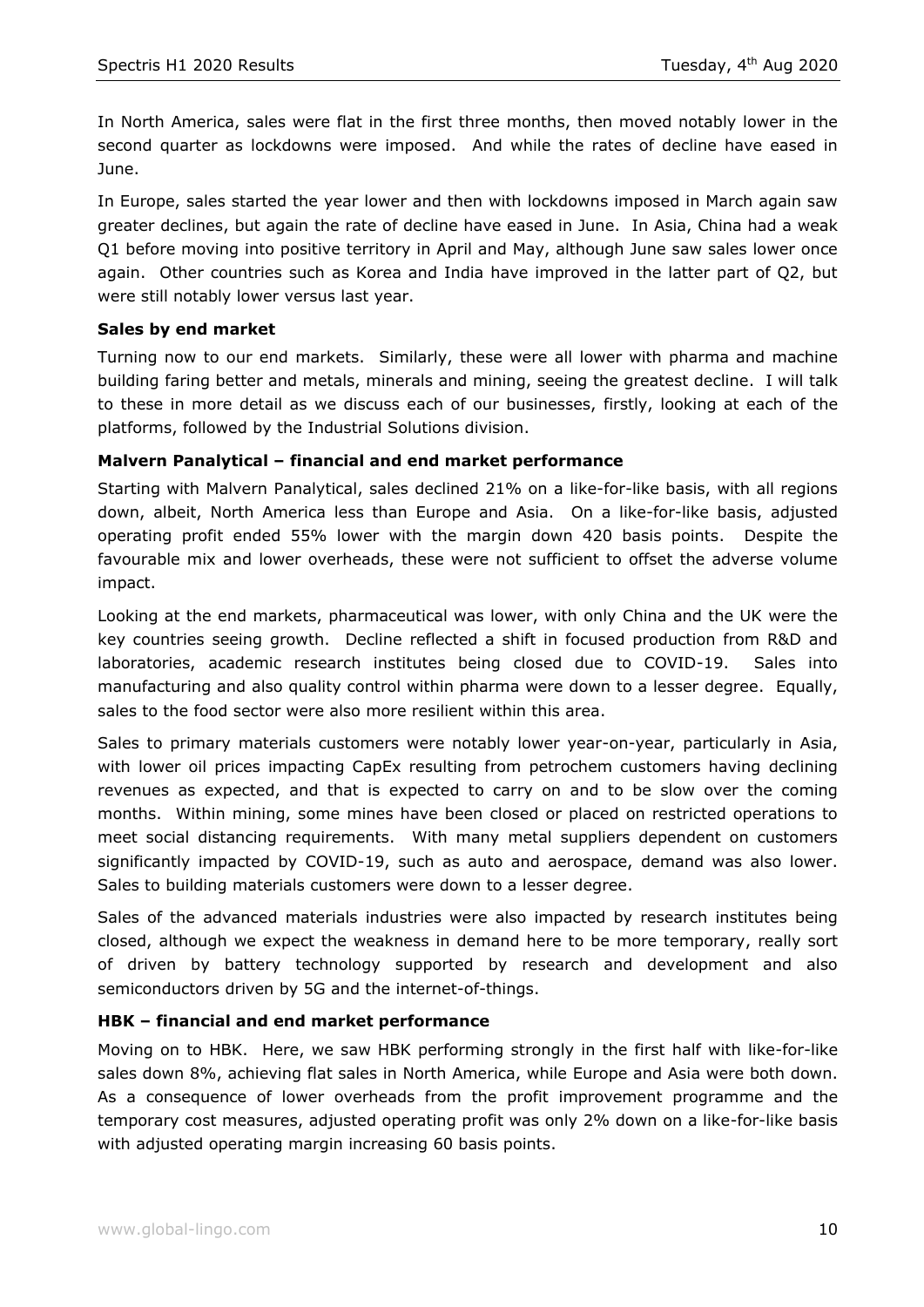In North America, sales were flat in the first three months, then moved notably lower in the second quarter as lockdowns were imposed. And while the rates of decline have eased in June.

In Europe, sales started the year lower and then with lockdowns imposed in March again saw greater declines, but again the rate of decline have eased in June. In Asia, China had a weak Q1 before moving into positive territory in April and May, although June saw sales lower once again. Other countries such as Korea and India have improved in the latter part of Q2, but were still notably lower versus last year.

**Sales by end market**

Turning now to our end markets. Similarly, these were all lower with pharma and machine building faring better and metals, minerals and mining, seeing the greatest decline. I will talk to these in more detail as we discuss each of our businesses, firstly, looking at each of the platforms, followed by the Industrial Solutions division.

**Malvern Panalytical – financial and end market performance**

Starting with Malvern Panalytical, sales declined 21% on a like-for-like basis, with all regions down, albeit, North America less than Europe and Asia. On a like-for-like basis, adjusted operating profit ended 55% lower with the margin down 420 basis points. Despite the favourable mix and lower overheads, these were not sufficient to offset the adverse volume impact.

Looking at the end markets, pharmaceutical was lower, with only China and the UK were the key countries seeing growth. Decline reflected a shift in focused production from R&D and laboratories, academic research institutes being closed due to COVID-19. Sales into manufacturing and also quality control within pharma were down to a lesser degree. Equally, sales to the food sector were also more resilient within this area.

Sales to primary materials customers were notably lower year-on-year, particularly in Asia, with lower oil prices impacting CapEx resulting from petrochem customers having declining revenues as expected, and that is expected to carry on and to be slow over the coming months. Within mining, some mines have been closed or placed on restricted operations to meet social distancing requirements. With many metal suppliers dependent on customers significantly impacted by COVID-19, such as auto and aerospace, demand was also lower. Sales to building materials customers were down to a lesser degree.

Sales of the advanced materials industries were also impacted by research institutes being closed, although we expect the weakness in demand here to be more temporary, really sort of driven by battery technology supported by research and development and also semiconductors driven by 5G and the internet-of-things.

**HBK – financial and end market performance**

Moving on to HBK. Here, we saw HBK performing strongly in the first half with like-for-like sales down 8%, achieving flat sales in North America, while Europe and Asia were both down. As a consequence of lower overheads from the profit improvement programme and the temporary cost measures, adjusted operating profit was only 2% down on a like-for-like basis with adjusted operating margin increasing 60 basis points.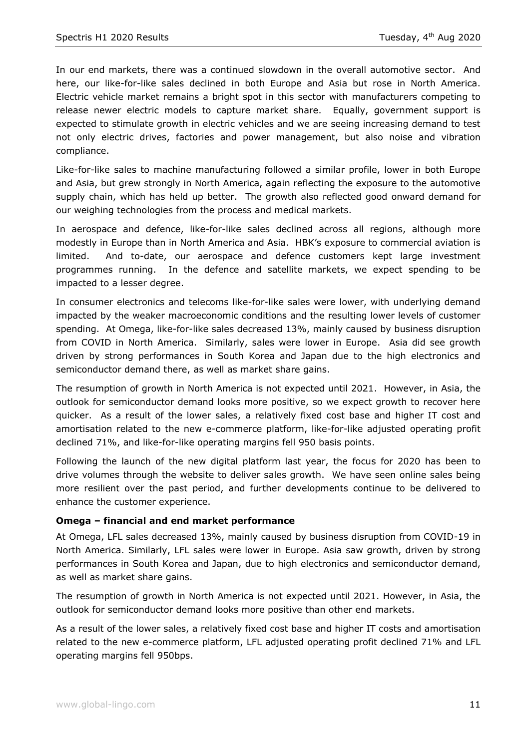In our end markets, there was a continued slowdown in the overall automotive sector. And here, our like-for-like sales declined in both Europe and Asia but rose in North America. Electric vehicle market remains a bright spot in this sector with manufacturers competing to release newer electric models to capture market share. Equally, government support is expected to stimulate growth in electric vehicles and we are seeing increasing demand to test not only electric drives, factories and power management, but also noise and vibration compliance.

Like-for-like sales to machine manufacturing followed a similar profile, lower in both Europe and Asia, but grew strongly in North America, again reflecting the exposure to the automotive supply chain, which has held up better. The growth also reflected good onward demand for our weighing technologies from the process and medical markets.

In aerospace and defence, like-for-like sales declined across all regions, although more modestly in Europe than in North America and Asia. HBK's exposure to commercial aviation is limited. And to-date, our aerospace and defence customers kept large investment programmes running. In the defence and satellite markets, we expect spending to be impacted to a lesser degree.

In consumer electronics and telecoms like-for-like sales were lower, with underlying demand impacted by the weaker macroeconomic conditions and the resulting lower levels of customer spending. At Omega, like-for-like sales decreased 13%, mainly caused by business disruption from COVID in North America. Similarly, sales were lower in Europe. Asia did see growth driven by strong performances in South Korea and Japan due to the high electronics and semiconductor demand there, as well as market share gains.

The resumption of growth in North America is not expected until 2021. However, in Asia, the outlook for semiconductor demand looks more positive, so we expect growth to recover here quicker. As a result of the lower sales, a relatively fixed cost base and higher IT cost and amortisation related to the new e-commerce platform, like-for-like adjusted operating profit declined 71%, and like-for-like operating margins fell 950 basis points.

Following the launch of the new digital platform last year, the focus for 2020 has been to drive volumes through the website to deliver sales growth. We have seen online sales being more resilient over the past period, and further developments continue to be delivered to enhance the customer experience.

**Omega – financial and end market performance**

At Omega, LFL sales decreased 13%, mainly caused by business disruption from COVID-19 in North America. Similarly, LFL sales were lower in Europe. Asia saw growth, driven by strong performances in South Korea and Japan, due to high electronics and semiconductor demand, as well as market share gains.

The resumption of growth in North America is not expected until 2021. However, in Asia, the outlook for semiconductor demand looks more positive than other end markets.

As a result of the lower sales, a relatively fixed cost base and higher IT costs and amortisation related to the new e-commerce platform, LFL adjusted operating profit declined 71% and LFL operating margins fell 950bps.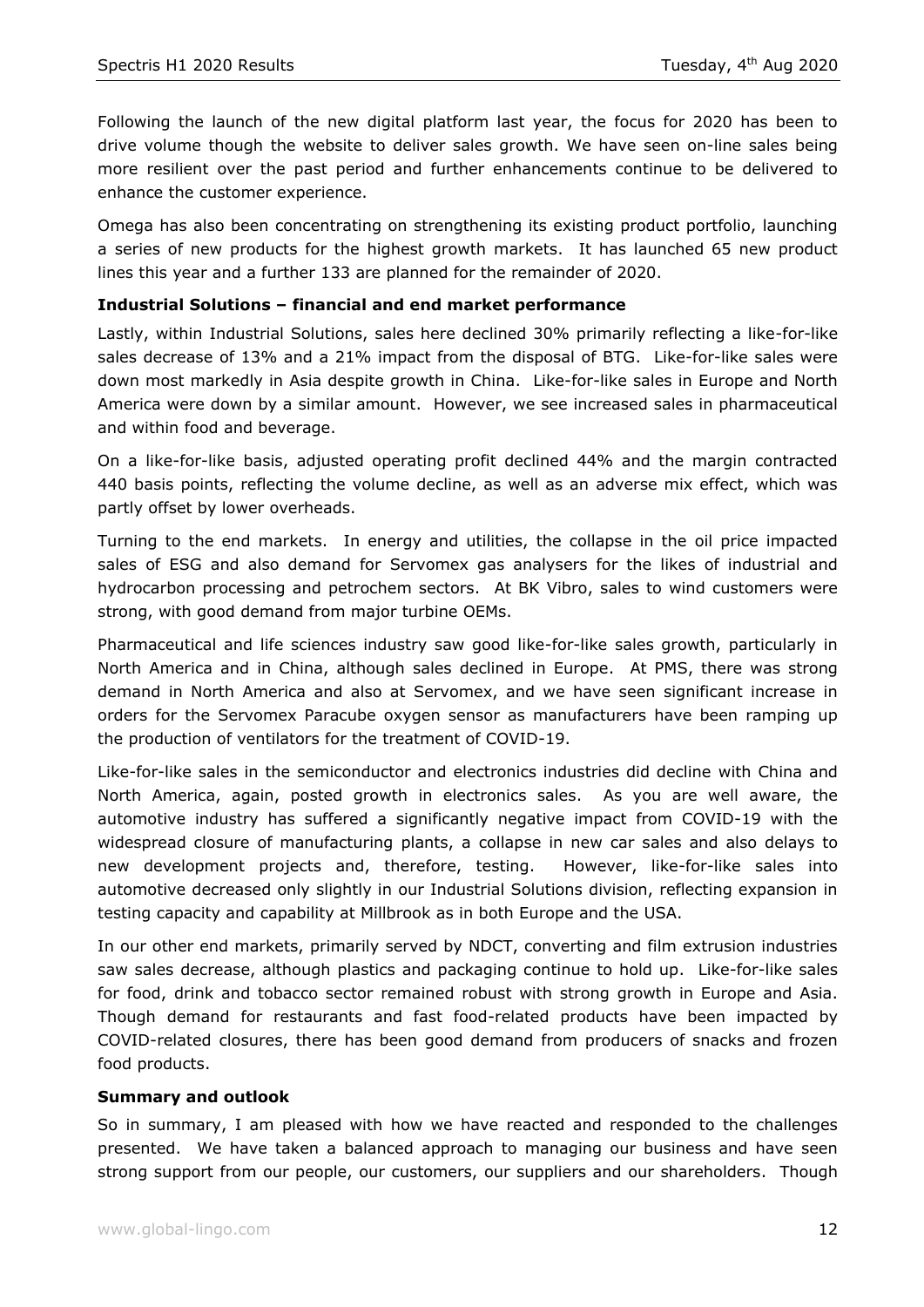Following the launch of the new digital platform last year, the focus for 2020 has been to drive volume though the website to deliver sales growth. We have seen on-line sales being more resilient over the past period and further enhancements continue to be delivered to enhance the customer experience.

Omega has also been concentrating on strengthening its existing product portfolio, launching a series of new products for the highest growth markets. It has launched 65 new product lines this year and a further 133 are planned for the remainder of 2020.

**Industrial Solutions – financial and end market performance**

Lastly, within Industrial Solutions, sales here declined 30% primarily reflecting a like-for-like sales decrease of 13% and a 21% impact from the disposal of BTG. Like-for-like sales were down most markedly in Asia despite growth in China. Like-for-like sales in Europe and North America were down by a similar amount. However, we see increased sales in pharmaceutical and within food and beverage.

On a like-for-like basis, adjusted operating profit declined 44% and the margin contracted 440 basis points, reflecting the volume decline, as well as an adverse mix effect, which was partly offset by lower overheads.

Turning to the end markets. In energy and utilities, the collapse in the oil price impacted sales of ESG and also demand for Servomex gas analysers for the likes of industrial and hydrocarbon processing and petrochem sectors. At BK Vibro, sales to wind customers were strong, with good demand from major turbine OEMs.

Pharmaceutical and life sciences industry saw good like-for-like sales growth, particularly in North America and in China, although sales declined in Europe. At PMS, there was strong demand in North America and also at Servomex, and we have seen significant increase in orders for the Servomex Paracube oxygen sensor as manufacturers have been ramping up the production of ventilators for the treatment of COVID-19.

Like-for-like sales in the semiconductor and electronics industries did decline with China and North America, again, posted growth in electronics sales. As you are well aware, the automotive industry has suffered a significantly negative impact from COVID-19 with the widespread closure of manufacturing plants, a collapse in new car sales and also delays to new development projects and, therefore, testing. However, like-for-like sales into automotive decreased only slightly in our Industrial Solutions division, reflecting expansion in testing capacity and capability at Millbrook as in both Europe and the USA.

In our other end markets, primarily served by NDCT, converting and film extrusion industries saw sales decrease, although plastics and packaging continue to hold up. Like-for-like sales for food, drink and tobacco sector remained robust with strong growth in Europe and Asia. Though demand for restaurants and fast food-related products have been impacted by COVID-related closures, there has been good demand from producers of snacks and frozen food products.

**Summary and outlook**

So in summary, I am pleased with how we have reacted and responded to the challenges presented. We have taken a balanced approach to managing our business and have seen strong support from our people, our customers, our suppliers and our shareholders. Though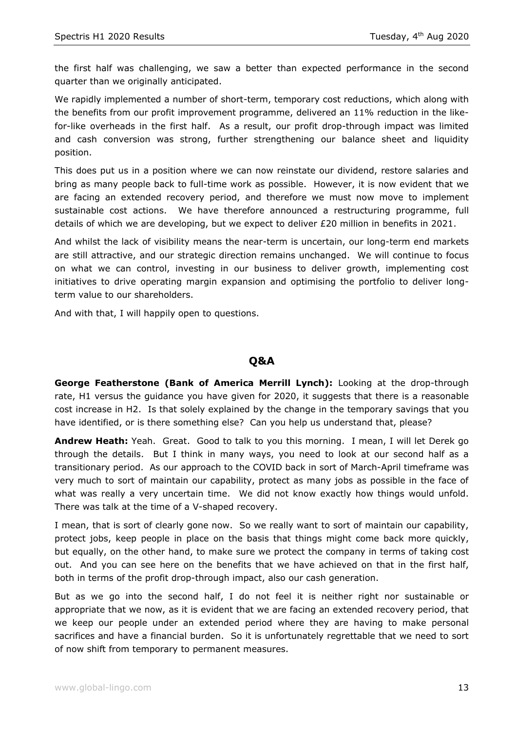the first half was challenging, we saw a better than expected performance in the second quarter than we originally anticipated.

We rapidly implemented a number of short-term, temporary cost reductions, which along with the benefits from our profit improvement programme, delivered an 11% reduction in the like-for-like overheads in the first half. As a result, our profit drop-through impact was limited and cash conversion was strong, further strengthening our balance sheet and liquidity position.

This does put us in a position where we can now reinstate our dividend, restore salaries and bring as many people back to full-time work as possible. However, it is now evident that we are facing an extended recovery period, and therefore we must now move to implement sustainable cost actions. We have therefore announced a restructuring programme, full details of which we are developing, but we expect to deliver £20 million in benefits in 2021.

And whilst the lack of visibility means the near-term is uncertain, our long-term end markets are still attractive, and our strategic direction remains unchanged. We will continue to focus on what we can control, investing in our business to deliver growth, implementing cost initiatives to drive operating margin expansion and optimising the portfolio to deliver long-term value to our shareholders.

And with that, I will happily open to questions.

## Q&A

**George Featherstone (Bank of America Merrill Lynch):** Looking at the drop-through rate, H1 versus the guidance you have given for 2020, it suggests that there is a reasonable cost increase in H2. Is that solely explained by the change in the temporary savings that you have identified, or is there something else? Can you help us understand that, please?

**Andrew Heath:** Yeah. Great. Good to talk to you this morning. I mean, I will let Derek go through the details. But I think in many ways, you need to look at our second half as a transitionary period. As our approach to the COVID back in sort of March-April timeframe was very much to sort of maintain our capability, protect as many jobs as possible in the face of what was really a very uncertain time. We did not know exactly how things would unfold. There was talk at the time of a V-shaped recovery.

I mean, that is sort of clearly gone now. So we really want to sort of maintain our capability, protect jobs, keep people in place on the basis that things might come back more quickly, but equally, on the other hand, to make sure we protect the company in terms of taking cost out. And you can see here on the benefits that we have achieved on that in the first half, both in terms of the profit drop-through impact, also our cash generation.

But as we go into the second half, I do not feel it is neither right nor sustainable or appropriate that we now, as it is evident that we are facing an extended recovery period, that we keep our people under an extended period where they are having to make personal sacrifices and have a financial burden. So it is unfortunately regrettable that we need to sort of now shift from temporary to permanent measures.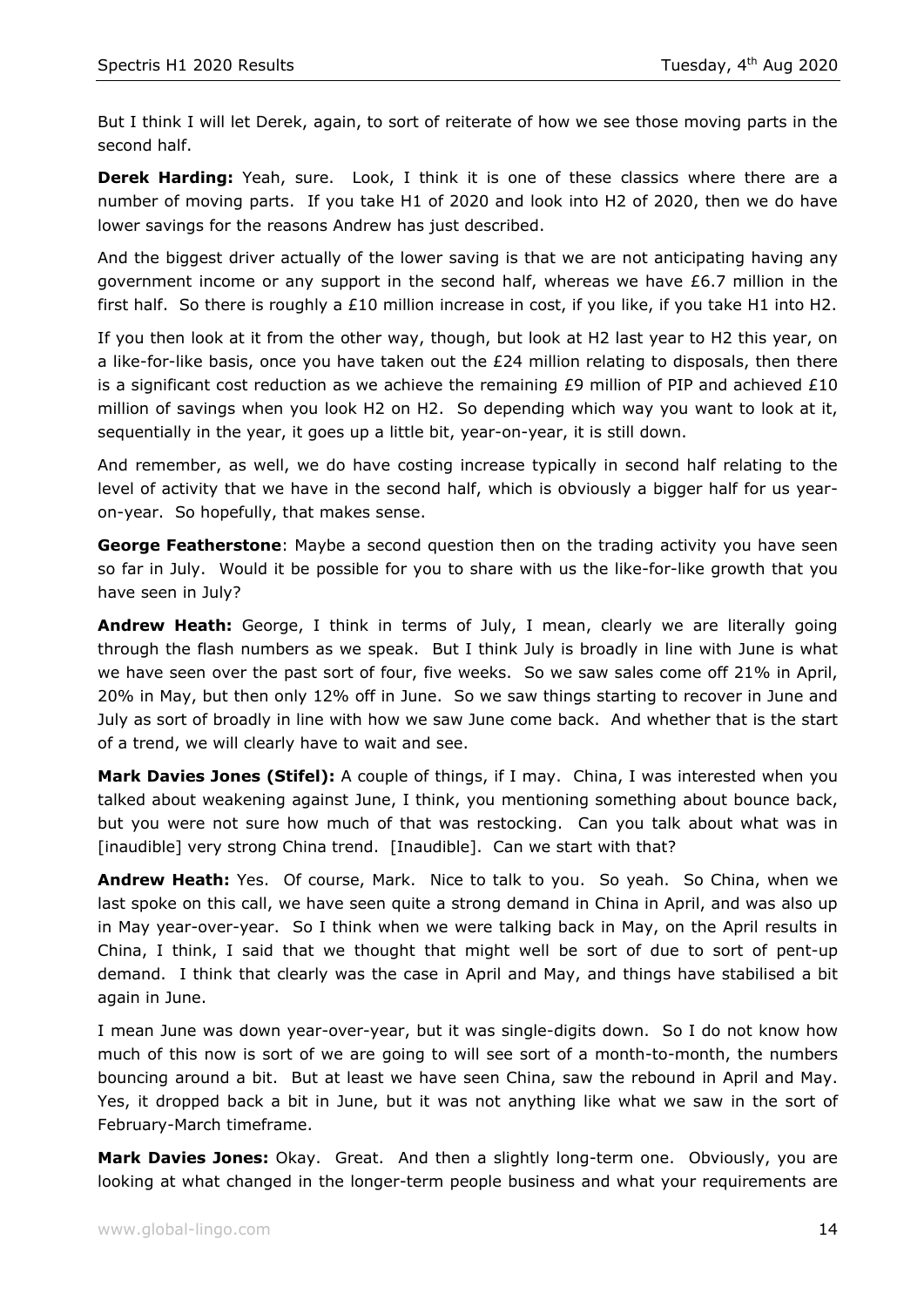But I think I will let Derek, again, to sort of reiterate of how we see those moving parts in the second half.

**Derek Harding:** Yeah, sure. Look, I think it is one of these classics where there are a number of moving parts. If you take H1 of 2020 and look into H2 of 2020, then we do have lower savings for the reasons Andrew has just described.

And the biggest driver actually of the lower saving is that we are not anticipating having any government income or any support in the second half, whereas we have £6.7 million in the first half. So there is roughly a £10 million increase in cost, if you like, if you take H1 into H2.

If you then look at it from the other way, though, but look at H2 last year to H2 this year, on a like-for-like basis, once you have taken out the £24 million relating to disposals, then there is a significant cost reduction as we achieve the remaining £9 million of PIP and achieved £10 million of savings when you look H2 on H2. So depending which way you want to look at it, sequentially in the year, it goes up a little bit, year-on-year, it is still down.

And remember, as well, we do have costing increase typically in second half relating to the level of activity that we have in the second half, which is obviously a bigger half for us year-on-year. So hopefully, that makes sense.

**George Featherstone**: Maybe a second question then on the trading activity you have seen so far in July. Would it be possible for you to share with us the like-for-like growth that you have seen in July?

**Andrew Heath:** George, I think in terms of July, I mean, clearly we are literally going through the flash numbers as we speak. But I think July is broadly in line with June is what we have seen over the past sort of four, five weeks. So we saw sales come off 21% in April, 20% in May, but then only 12% off in June. So we saw things starting to recover in June and July as sort of broadly in line with how we saw June come back. And whether that is the start of a trend, we will clearly have to wait and see.

**Mark Davies Jones (Stifel):** A couple of things, if I may. China, I was interested when you talked about weakening against June, I think, you mentioning something about bounce back, but you were not sure how much of that was restocking. Can you talk about what was in [inaudible] very strong China trend. [Inaudible]. Can we start with that?

**Andrew Heath:** Yes. Of course, Mark. Nice to talk to you. So yeah. So China, when we last spoke on this call, we have seen quite a strong demand in China in April, and was also up in May year-over-year. So I think when we were talking back in May, on the April results in China, I think, I said that we thought that might well be sort of due to sort of pent-up demand. I think that clearly was the case in April and May, and things have stabilised a bit again in June.

I mean June was down year-over-year, but it was single-digits down. So I do not know how much of this now is sort of we are going to will see sort of a month-to-month, the numbers bouncing around a bit. But at least we have seen China, saw the rebound in April and May. Yes, it dropped back a bit in June, but it was not anything like what we saw in the sort of February-March timeframe.

**Mark Davies Jones:** Okay. Great. And then a slightly long-term one. Obviously, you are looking at what changed in the longer-term people business and what your requirements are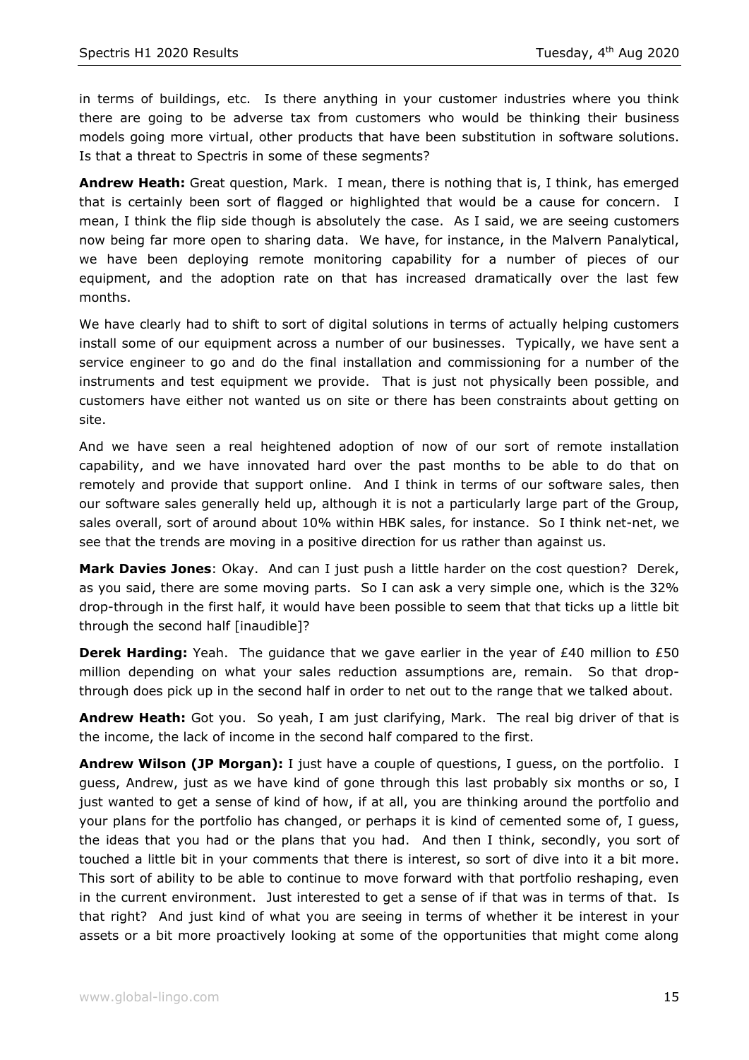in terms of buildings, etc. Is there anything in your customer industries where you think there are going to be adverse tax from customers who would be thinking their business models going more virtual, other products that have been substitution in software solutions. Is that a threat to Spectris in some of these segments?

**Andrew Heath:** Great question, Mark. I mean, there is nothing that is, I think, has emerged that is certainly been sort of flagged or highlighted that would be a cause for concern. I mean, I think the flip side though is absolutely the case. As I said, we are seeing customers now being far more open to sharing data. We have, for instance, in the Malvern Panalytical, we have been deploying remote monitoring capability for a number of pieces of our equipment, and the adoption rate on that has increased dramatically over the last few months.

We have clearly had to shift to sort of digital solutions in terms of actually helping customers install some of our equipment across a number of our businesses. Typically, we have sent a service engineer to go and do the final installation and commissioning for a number of the instruments and test equipment we provide. That is just not physically been possible, and customers have either not wanted us on site or there has been constraints about getting on site.

And we have seen a real heightened adoption of now of our sort of remote installation capability, and we have innovated hard over the past months to be able to do that on remotely and provide that support online. And I think in terms of our software sales, then our software sales generally held up, although it is not a particularly large part of the Group, sales overall, sort of around about 10% within HBK sales, for instance. So I think net-net, we see that the trends are moving in a positive direction for us rather than against us.

**Mark Davies Jones**: Okay. And can I just push a little harder on the cost question? Derek, as you said, there are some moving parts. So I can ask a very simple one, which is the 32% drop-through in the first half, it would have been possible to seem that that ticks up a little bit through the second half [inaudible]?

**Derek Harding:** Yeah. The guidance that we gave earlier in the year of £40 million to £50 million depending on what your sales reduction assumptions are, remain. So that drop-through does pick up in the second half in order to net out to the range that we talked about.

**Andrew Heath:** Got you. So yeah, I am just clarifying, Mark. The real big driver of that is the income, the lack of income in the second half compared to the first.

**Andrew Wilson (JP Morgan):** I just have a couple of questions, I guess, on the portfolio. I guess, Andrew, just as we have kind of gone through this last probably six months or so, I just wanted to get a sense of kind of how, if at all, you are thinking around the portfolio and your plans for the portfolio has changed, or perhaps it is kind of cemented some of, I guess, the ideas that you had or the plans that you had. And then I think, secondly, you sort of touched a little bit in your comments that there is interest, so sort of dive into it a bit more. This sort of ability to be able to continue to move forward with that portfolio reshaping, even in the current environment. Just interested to get a sense of if that was in terms of that. Is that right? And just kind of what you are seeing in terms of whether it be interest in your assets or a bit more proactively looking at some of the opportunities that might come along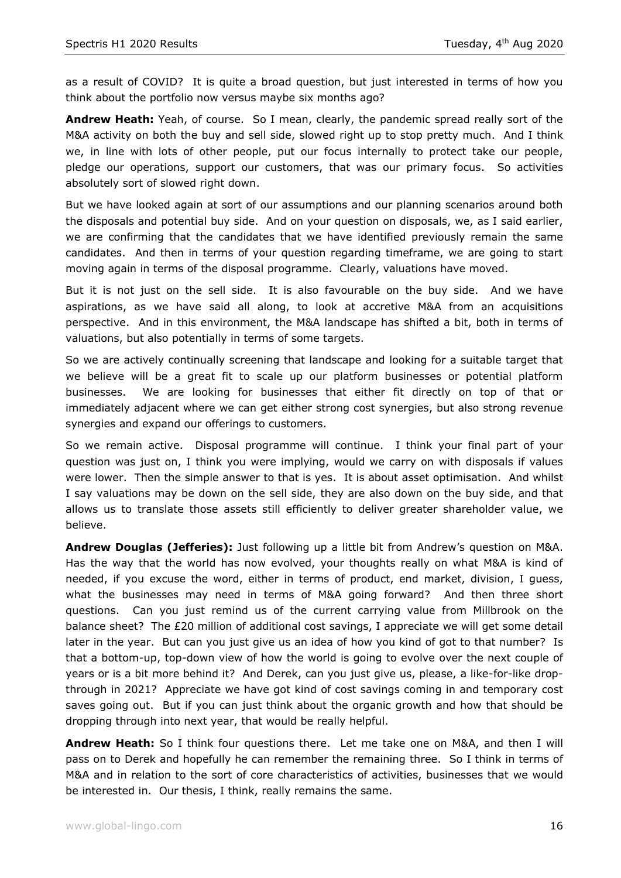as a result of COVID? It is quite a broad question, but just interested in terms of how you think about the portfolio now versus maybe six months ago?

**Andrew Heath:** Yeah, of course. So I mean, clearly, the pandemic spread really sort of the M&A activity on both the buy and sell side, slowed right up to stop pretty much. And I think we, in line with lots of other people, put our focus internally to protect take our people, pledge our operations, support our customers, that was our primary focus. So activities absolutely sort of slowed right down.

But we have looked again at sort of our assumptions and our planning scenarios around both the disposals and potential buy side. And on your question on disposals, we, as I said earlier, we are confirming that the candidates that we have identified previously remain the same candidates. And then in terms of your question regarding timeframe, we are going to start moving again in terms of the disposal programme. Clearly, valuations have moved.

But it is not just on the sell side. It is also favourable on the buy side. And we have aspirations, as we have said all along, to look at accretive M&A from an acquisitions perspective. And in this environment, the M&A landscape has shifted a bit, both in terms of valuations, but also potentially in terms of some targets.

So we are actively continually screening that landscape and looking for a suitable target that we believe will be a great fit to scale up our platform businesses or potential platform businesses. We are looking for businesses that either fit directly on top of that or immediately adjacent where we can get either strong cost synergies, but also strong revenue synergies and expand our offerings to customers.

So we remain active. Disposal programme will continue. I think your final part of your question was just on, I think you were implying, would we carry on with disposals if values were lower. Then the simple answer to that is yes. It is about asset optimisation. And whilst I say valuations may be down on the sell side, they are also down on the buy side, and that allows us to translate those assets still efficiently to deliver greater shareholder value, we believe.

**Andrew Douglas (Jefferies):** Just following up a little bit from Andrew's question on M&A. Has the way that the world has now evolved, your thoughts really on what M&A is kind of needed, if you excuse the word, either in terms of product, end market, division, I guess, what the businesses may need in terms of M&A going forward? And then three short questions. Can you just remind us of the current carrying value from Millbrook on the balance sheet? The £20 million of additional cost savings, I appreciate we will get some detail later in the year. But can you just give us an idea of how you kind of got to that number? Is that a bottom-up, top-down view of how the world is going to evolve over the next couple of years or is a bit more behind it? And Derek, can you just give us, please, a like-for-like drop-through in 2021? Appreciate we have got kind of cost savings coming in and temporary cost saves going out. But if you can just think about the organic growth and how that should be dropping through into next year, that would be really helpful.

**Andrew Heath:** So I think four questions there. Let me take one on M&A, and then I will pass on to Derek and hopefully he can remember the remaining three. So I think in terms of M&A and in relation to the sort of core characteristics of activities, businesses that we would be interested in. Our thesis, I think, really remains the same.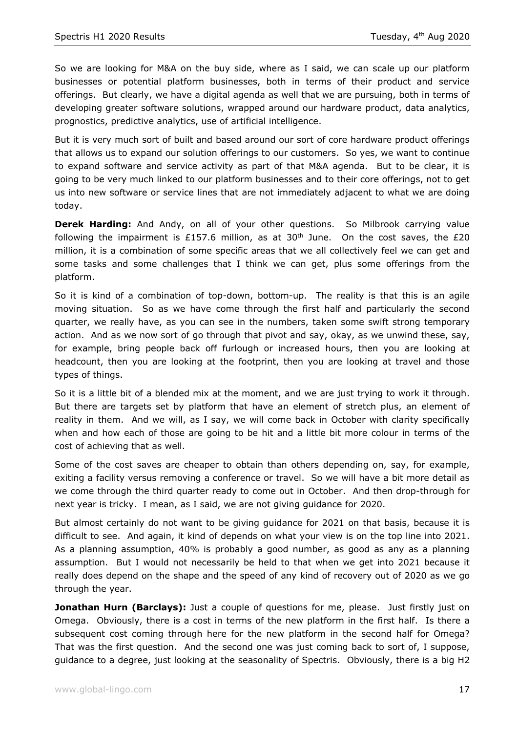So we are looking for M&A on the buy side, where as I said, we can scale up our platform businesses or potential platform businesses, both in terms of their product and service offerings. But clearly, we have a digital agenda as well that we are pursuing, both in terms of developing greater software solutions, wrapped around our hardware product, data analytics, prognostics, predictive analytics, use of artificial intelligence.

But it is very much sort of built and based around our sort of core hardware product offerings that allows us to expand our solution offerings to our customers. So yes, we want to continue to expand software and service activity as part of that M&A agenda. But to be clear, it is going to be very much linked to our platform businesses and to their core offerings, not to get us into new software or service lines that are not immediately adjacent to what we are doing today.

**Derek Harding:** And Andy, on all of your other questions. So Milbrook carrying value following the impairment is £157.6 million, as at 30th June. On the cost saves, the £20 million, it is a combination of some specific areas that we all collectively feel we can get and some tasks and some challenges that I think we can get, plus some offerings from the platform.

So it is kind of a combination of top-down, bottom-up. The reality is that this is an agile moving situation. So as we have come through the first half and particularly the second quarter, we really have, as you can see in the numbers, taken some swift strong temporary action. And as we now sort of go through that pivot and say, okay, as we unwind these, say, for example, bring people back off furlough or increased hours, then you are looking at headcount, then you are looking at the footprint, then you are looking at travel and those types of things.

So it is a little bit of a blended mix at the moment, and we are just trying to work it through. But there are targets set by platform that have an element of stretch plus, an element of reality in them. And we will, as I say, we will come back in October with clarity specifically when and how each of those are going to be hit and a little bit more colour in terms of the cost of achieving that as well.

Some of the cost saves are cheaper to obtain than others depending on, say, for example, exiting a facility versus removing a conference or travel. So we will have a bit more detail as we come through the third quarter ready to come out in October. And then drop-through for next year is tricky. I mean, as I said, we are not giving guidance for 2020.

But almost certainly do not want to be giving guidance for 2021 on that basis, because it is difficult to see. And again, it kind of depends on what your view is on the top line into 2021. As a planning assumption, 40% is probably a good number, as good as any as a planning assumption. But I would not necessarily be held to that when we get into 2021 because it really does depend on the shape and the speed of any kind of recovery out of 2020 as we go through the year.

**Jonathan Hurn (Barclays):** Just a couple of questions for me, please. Just firstly just on Omega. Obviously, there is a cost in terms of the new platform in the first half. Is there a subsequent cost coming through here for the new platform in the second half for Omega? That was the first question. And the second one was just coming back to sort of, I suppose, guidance to a degree, just looking at the seasonality of Spectris. Obviously, there is a big H2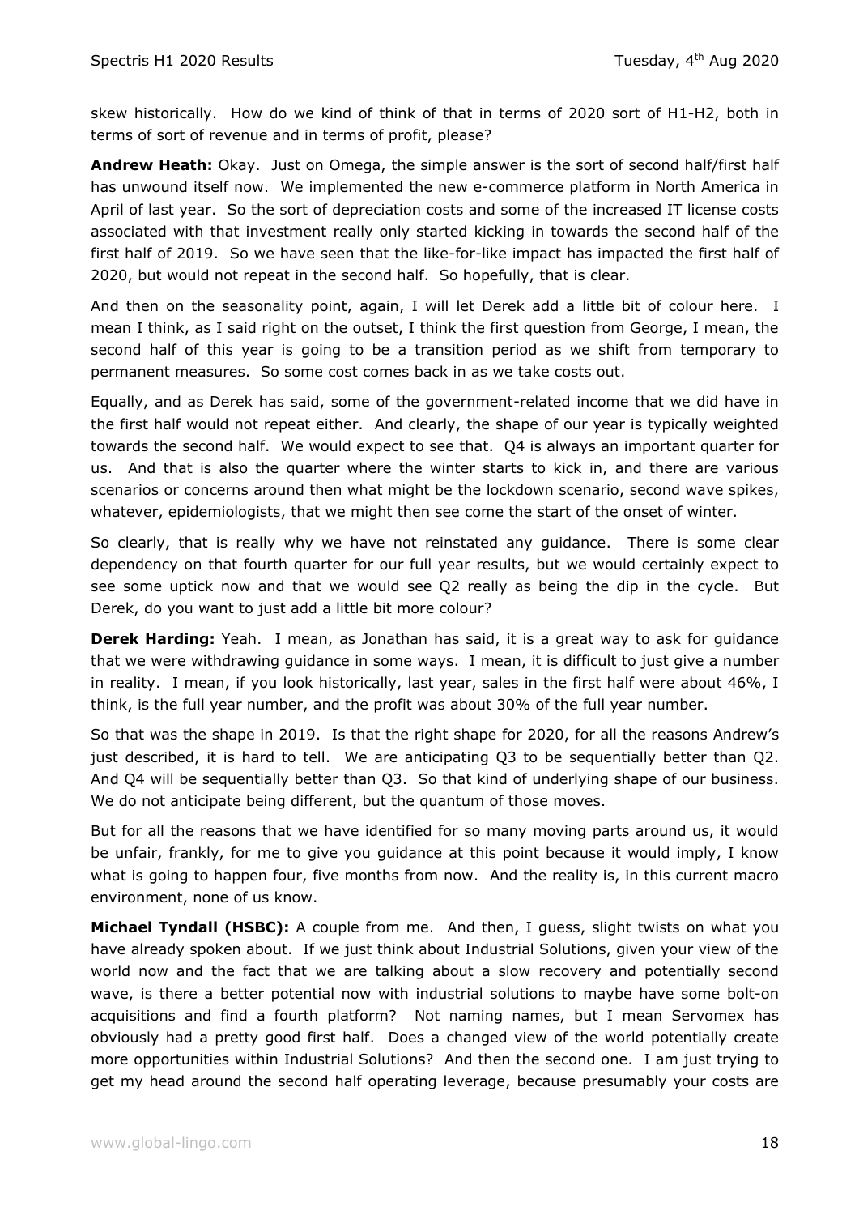skew historically. How do we kind of think of that in terms of 2020 sort of H1-H2, both in terms of sort of revenue and in terms of profit, please?

**Andrew Heath:** Okay. Just on Omega, the simple answer is the sort of second half/first half has unwound itself now. We implemented the new e-commerce platform in North America in April of last year. So the sort of depreciation costs and some of the increased IT license costs associated with that investment really only started kicking in towards the second half of the first half of 2019. So we have seen that the like-for-like impact has impacted the first half of 2020, but would not repeat in the second half. So hopefully, that is clear.

And then on the seasonality point, again, I will let Derek add a little bit of colour here. I mean I think, as I said right on the outset, I think the first question from George, I mean, the second half of this year is going to be a transition period as we shift from temporary to permanent measures. So some cost comes back in as we take costs out.

Equally, and as Derek has said, some of the government-related income that we did have in the first half would not repeat either. And clearly, the shape of our year is typically weighted towards the second half. We would expect to see that. Q4 is always an important quarter for us. And that is also the quarter where the winter starts to kick in, and there are various scenarios or concerns around then what might be the lockdown scenario, second wave spikes, whatever, epidemiologists, that we might then see come the start of the onset of winter.

So clearly, that is really why we have not reinstated any guidance. There is some clear dependency on that fourth quarter for our full year results, but we would certainly expect to see some uptick now and that we would see Q2 really as being the dip in the cycle. But Derek, do you want to just add a little bit more colour?

**Derek Harding:** Yeah. I mean, as Jonathan has said, it is a great way to ask for guidance that we were withdrawing guidance in some ways. I mean, it is difficult to just give a number in reality. I mean, if you look historically, last year, sales in the first half were about 46%, I think, is the full year number, and the profit was about 30% of the full year number.

So that was the shape in 2019. Is that the right shape for 2020, for all the reasons Andrew's just described, it is hard to tell. We are anticipating Q3 to be sequentially better than Q2. And Q4 will be sequentially better than Q3. So that kind of underlying shape of our business. We do not anticipate being different, but the quantum of those moves.

But for all the reasons that we have identified for so many moving parts around us, it would be unfair, frankly, for me to give you guidance at this point because it would imply, I know what is going to happen four, five months from now. And the reality is, in this current macro environment, none of us know.

**Michael Tyndall (HSBC):** A couple from me. And then, I guess, slight twists on what you have already spoken about. If we just think about Industrial Solutions, given your view of the world now and the fact that we are talking about a slow recovery and potentially second wave, is there a better potential now with industrial solutions to maybe have some bolt-on acquisitions and find a fourth platform? Not naming names, but I mean Servomex has obviously had a pretty good first half. Does a changed view of the world potentially create more opportunities within Industrial Solutions? And then the second one. I am just trying to get my head around the second half operating leverage, because presumably your costs are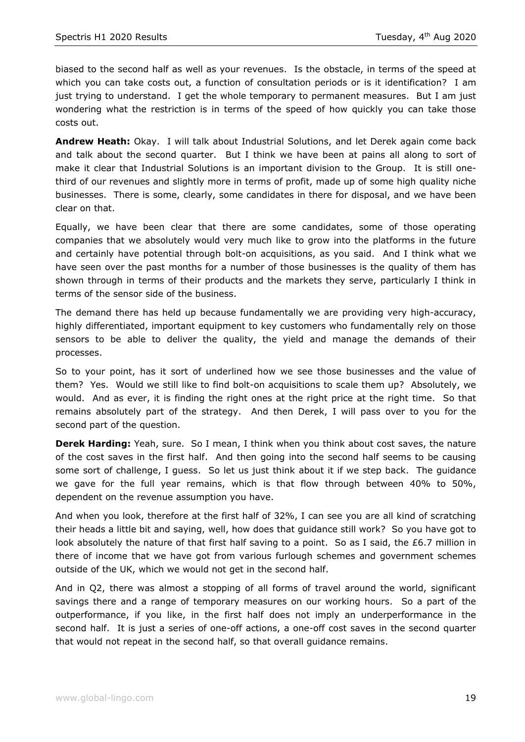biased to the second half as well as your revenues. Is the obstacle, in terms of the speed at which you can take costs out, a function of consultation periods or is it identification? I am just trying to understand. I get the whole temporary to permanent measures. But I am just wondering what the restriction is in terms of the speed of how quickly you can take those costs out.

**Andrew Heath:** Okay. I will talk about Industrial Solutions, and let Derek again come back and talk about the second quarter. But I think we have been at pains all along to sort of make it clear that Industrial Solutions is an important division to the Group. It is still one-third of our revenues and slightly more in terms of profit, made up of some high quality niche businesses. There is some, clearly, some candidates in there for disposal, and we have been clear on that.

Equally, we have been clear that there are some candidates, some of those operating companies that we absolutely would very much like to grow into the platforms in the future and certainly have potential through bolt-on acquisitions, as you said. And I think what we have seen over the past months for a number of those businesses is the quality of them has shown through in terms of their products and the markets they serve, particularly I think in terms of the sensor side of the business.

The demand there has held up because fundamentally we are providing very high-accuracy, highly differentiated, important equipment to key customers who fundamentally rely on those sensors to be able to deliver the quality, the yield and manage the demands of their processes.

So to your point, has it sort of underlined how we see those businesses and the value of them? Yes. Would we still like to find bolt-on acquisitions to scale them up? Absolutely, we would. And as ever, it is finding the right ones at the right price at the right time. So that remains absolutely part of the strategy. And then Derek, I will pass over to you for the second part of the question.

**Derek Harding:** Yeah, sure. So I mean, I think when you think about cost saves, the nature of the cost saves in the first half. And then going into the second half seems to be causing some sort of challenge, I guess. So let us just think about it if we step back. The guidance we gave for the full year remains, which is that flow through between 40% to 50%, dependent on the revenue assumption you have.

And when you look, therefore at the first half of 32%, I can see you are all kind of scratching their heads a little bit and saying, well, how does that guidance still work? So you have got to look absolutely the nature of that first half saving to a point. So as I said, the £6.7 million in there of income that we have got from various furlough schemes and government schemes outside of the UK, which we would not get in the second half.

And in Q2, there was almost a stopping of all forms of travel around the world, significant savings there and a range of temporary measures on our working hours. So a part of the outperformance, if you like, in the first half does not imply an underperformance in the second half. It is just a series of one-off actions, a one-off cost saves in the second quarter that would not repeat in the second half, so that overall guidance remains.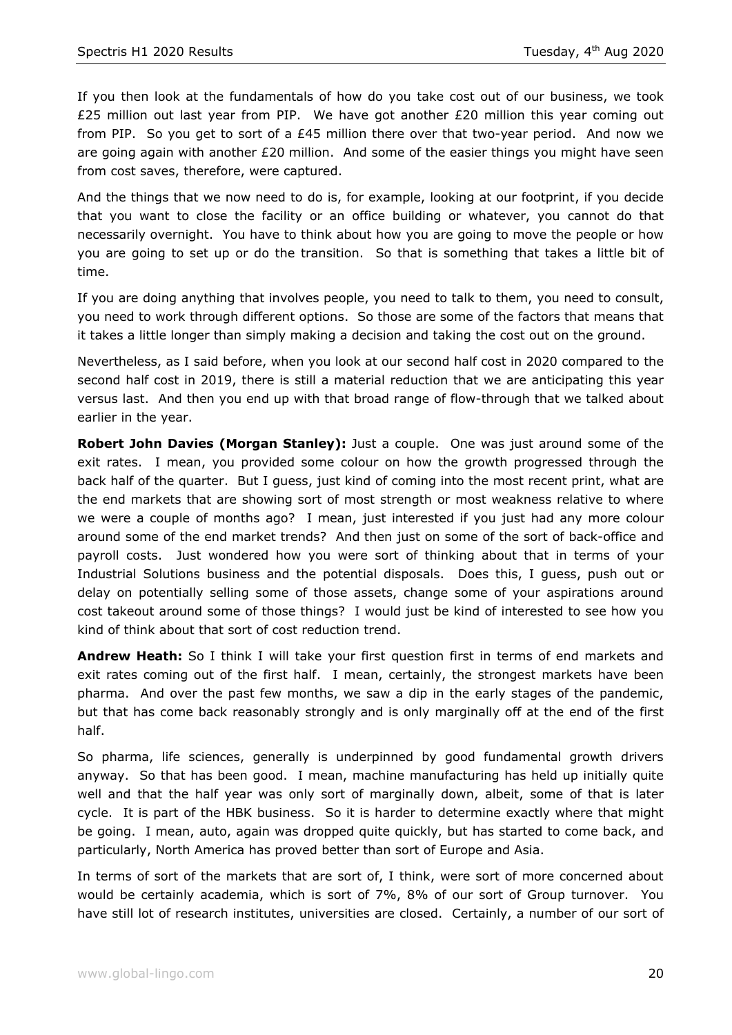If you then look at the fundamentals of how do you take cost out of our business, we took £25 million out last year from PIP. We have got another £20 million this year coming out from PIP. So you get to sort of a £45 million there over that two-year period. And now we are going again with another £20 million. And some of the easier things you might have seen from cost saves, therefore, were captured.

And the things that we now need to do is, for example, looking at our footprint, if you decide that you want to close the facility or an office building or whatever, you cannot do that necessarily overnight. You have to think about how you are going to move the people or how you are going to set up or do the transition. So that is something that takes a little bit of time.

If you are doing anything that involves people, you need to talk to them, you need to consult, you need to work through different options. So those are some of the factors that means that it takes a little longer than simply making a decision and taking the cost out on the ground.

Nevertheless, as I said before, when you look at our second half cost in 2020 compared to the second half cost in 2019, there is still a material reduction that we are anticipating this year versus last. And then you end up with that broad range of flow-through that we talked about earlier in the year.

**Robert John Davies (Morgan Stanley):** Just a couple. One was just around some of the exit rates. I mean, you provided some colour on how the growth progressed through the back half of the quarter. But I guess, just kind of coming into the most recent print, what are the end markets that are showing sort of most strength or most weakness relative to where we were a couple of months ago? I mean, just interested if you just had any more colour around some of the end market trends? And then just on some of the sort of back-office and payroll costs. Just wondered how you were sort of thinking about that in terms of your Industrial Solutions business and the potential disposals. Does this, I guess, push out or delay on potentially selling some of those assets, change some of your aspirations around cost takeout around some of those things? I would just be kind of interested to see how you kind of think about that sort of cost reduction trend.

**Andrew Heath:** So I think I will take your first question first in terms of end markets and exit rates coming out of the first half. I mean, certainly, the strongest markets have been pharma. And over the past few months, we saw a dip in the early stages of the pandemic, but that has come back reasonably strongly and is only marginally off at the end of the first half.

So pharma, life sciences, generally is underpinned by good fundamental growth drivers anyway. So that has been good. I mean, machine manufacturing has held up initially quite well and that the half year was only sort of marginally down, albeit, some of that is later cycle. It is part of the HBK business. So it is harder to determine exactly where that might be going. I mean, auto, again was dropped quite quickly, but has started to come back, and particularly, North America has proved better than sort of Europe and Asia.

In terms of sort of the markets that are sort of, I think, were sort of more concerned about would be certainly academia, which is sort of 7%, 8% of our sort of Group turnover. You have still lot of research institutes, universities are closed. Certainly, a number of our sort of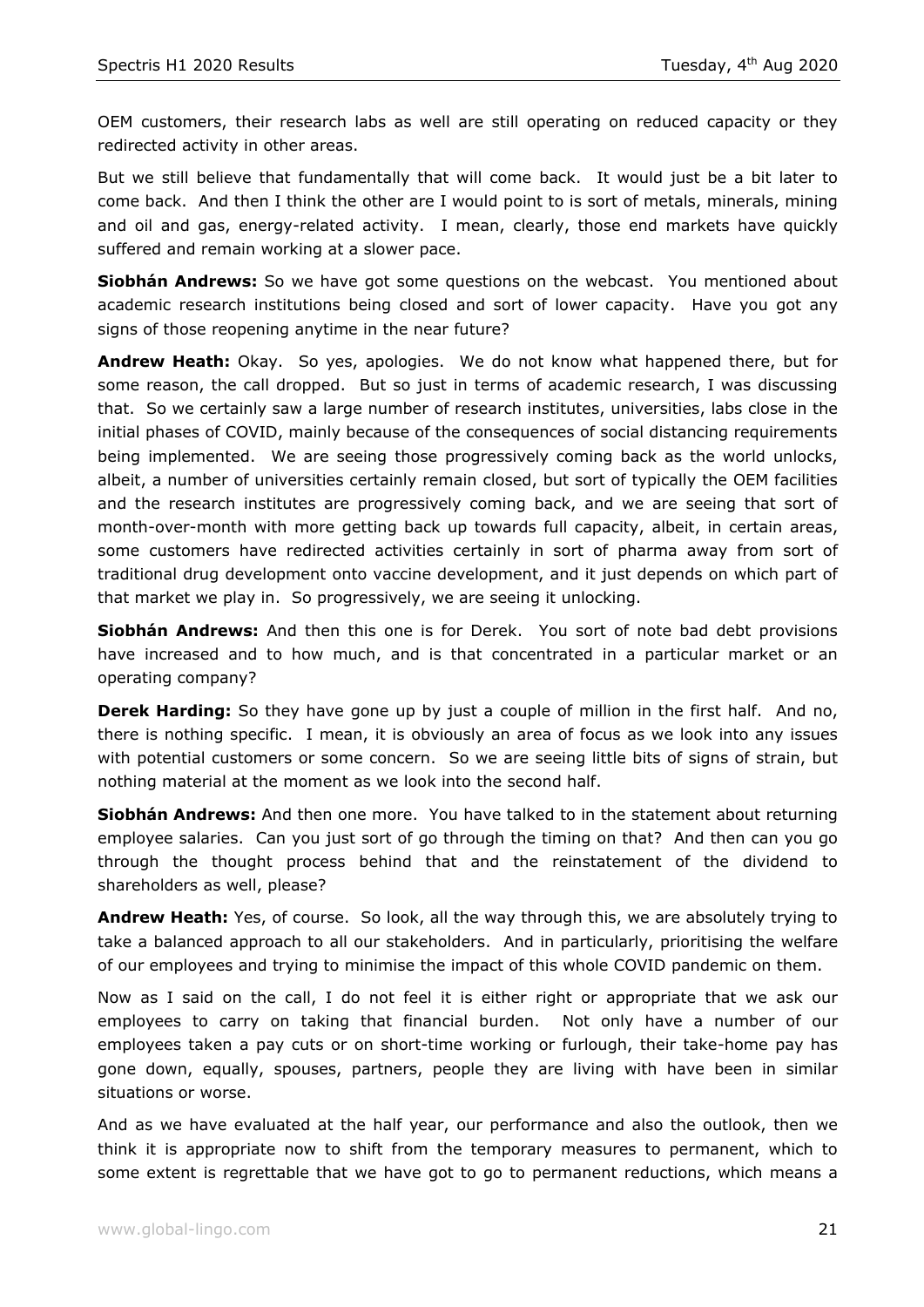OEM customers, their research labs as well are still operating on reduced capacity or they redirected activity in other areas.

But we still believe that fundamentally that will come back. It would just be a bit later to come back. And then I think the other are I would point to is sort of metals, minerals, mining and oil and gas, energy-related activity. I mean, clearly, those end markets have quickly suffered and remain working at a slower pace.

**Siobhán Andrews:** So we have got some questions on the webcast. You mentioned about academic research institutions being closed and sort of lower capacity. Have you got any signs of those reopening anytime in the near future?

**Andrew Heath:** Okay. So yes, apologies. We do not know what happened there, but for some reason, the call dropped. But so just in terms of academic research, I was discussing that. So we certainly saw a large number of research institutes, universities, labs close in the initial phases of COVID, mainly because of the consequences of social distancing requirements being implemented. We are seeing those progressively coming back as the world unlocks, albeit, a number of universities certainly remain closed, but sort of typically the OEM facilities and the research institutes are progressively coming back, and we are seeing that sort of month-over-month with more getting back up towards full capacity, albeit, in certain areas, some customers have redirected activities certainly in sort of pharma away from sort of traditional drug development onto vaccine development, and it just depends on which part of that market we play in. So progressively, we are seeing it unlocking.

**Siobhán Andrews:** And then this one is for Derek. You sort of note bad debt provisions have increased and to how much, and is that concentrated in a particular market or an operating company?

**Derek Harding:** So they have gone up by just a couple of million in the first half. And no, there is nothing specific. I mean, it is obviously an area of focus as we look into any issues with potential customers or some concern. So we are seeing little bits of signs of strain, but nothing material at the moment as we look into the second half.

**Siobhán Andrews:** And then one more. You have talked to in the statement about returning employee salaries. Can you just sort of go through the timing on that? And then can you go through the thought process behind that and the reinstatement of the dividend to shareholders as well, please?

**Andrew Heath:** Yes, of course. So look, all the way through this, we are absolutely trying to take a balanced approach to all our stakeholders. And in particularly, prioritising the welfare of our employees and trying to minimise the impact of this whole COVID pandemic on them.

Now as I said on the call, I do not feel it is either right or appropriate that we ask our employees to carry on taking that financial burden. Not only have a number of our employees taken a pay cuts or on short-time working or furlough, their take-home pay has gone down, equally, spouses, partners, people they are living with have been in similar situations or worse.

And as we have evaluated at the half year, our performance and also the outlook, then we think it is appropriate now to shift from the temporary measures to permanent, which to some extent is regrettable that we have got to go to permanent reductions, which means a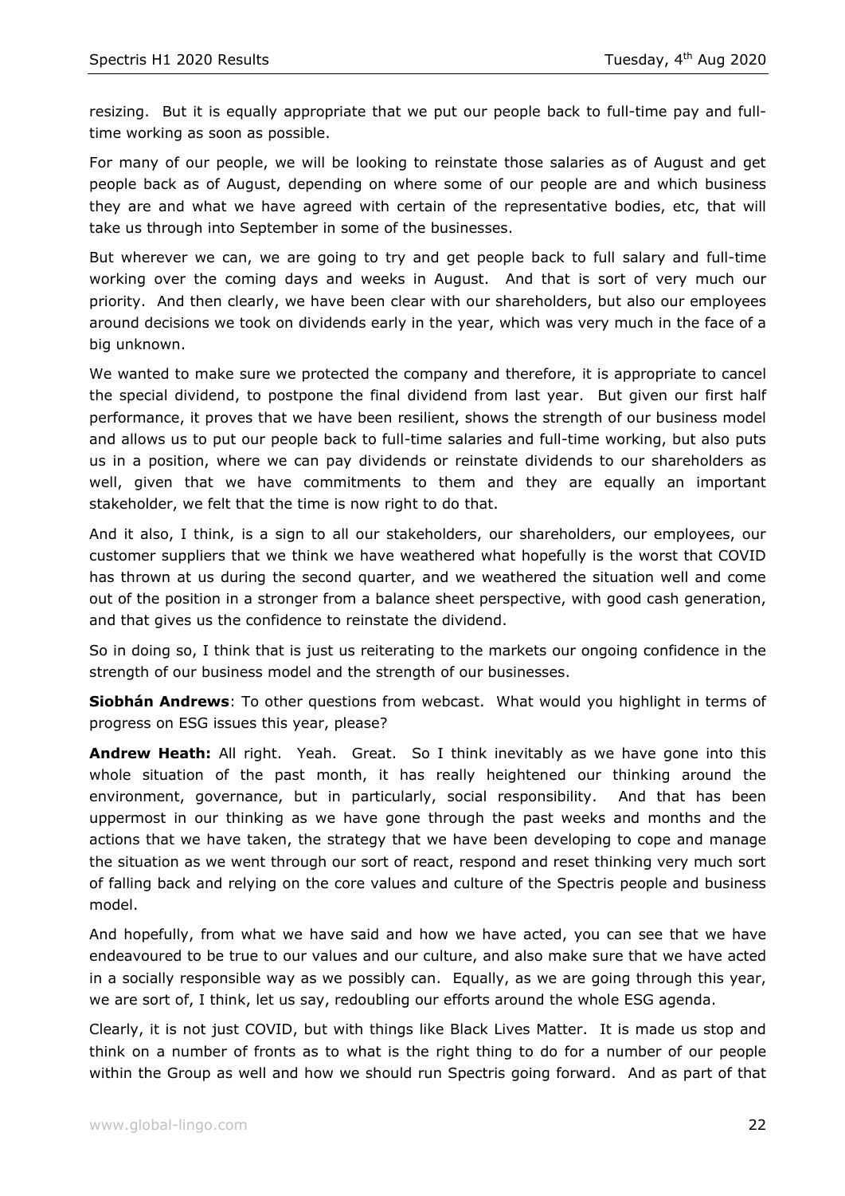resizing. But it is equally appropriate that we put our people back to full-time pay and full-time working as soon as possible.

For many of our people, we will be looking to reinstate those salaries as of August and get people back as of August, depending on where some of our people are and which business they are and what we have agreed with certain of the representative bodies, etc, that will take us through into September in some of the businesses.

But wherever we can, we are going to try and get people back to full salary and full-time working over the coming days and weeks in August. And that is sort of very much our priority. And then clearly, we have been clear with our shareholders, but also our employees around decisions we took on dividends early in the year, which was very much in the face of a big unknown.

We wanted to make sure we protected the company and therefore, it is appropriate to cancel the special dividend, to postpone the final dividend from last year. But given our first half performance, it proves that we have been resilient, shows the strength of our business model and allows us to put our people back to full-time salaries and full-time working, but also puts us in a position, where we can pay dividends or reinstate dividends to our shareholders as well, given that we have commitments to them and they are equally an important stakeholder, we felt that the time is now right to do that.

And it also, I think, is a sign to all our stakeholders, our shareholders, our employees, our customer suppliers that we think we have weathered what hopefully is the worst that COVID has thrown at us during the second quarter, and we weathered the situation well and come out of the position in a stronger from a balance sheet perspective, with good cash generation, and that gives us the confidence to reinstate the dividend.

So in doing so, I think that is just us reiterating to the markets our ongoing confidence in the strength of our business model and the strength of our businesses.

**Siobhán Andrews**: To other questions from webcast. What would you highlight in terms of progress on ESG issues this year, please?

**Andrew Heath:** All right. Yeah. Great. So I think inevitably as we have gone into this whole situation of the past month, it has really heightened our thinking around the environment, governance, but in particularly, social responsibility. And that has been uppermost in our thinking as we have gone through the past weeks and months and the actions that we have taken, the strategy that we have been developing to cope and manage the situation as we went through our sort of react, respond and reset thinking very much sort of falling back and relying on the core values and culture of the Spectris people and business model.

And hopefully, from what we have said and how we have acted, you can see that we have endeavoured to be true to our values and our culture, and also make sure that we have acted in a socially responsible way as we possibly can. Equally, as we are going through this year, we are sort of, I think, let us say, redoubling our efforts around the whole ESG agenda.

Clearly, it is not just COVID, but with things like Black Lives Matter. It is made us stop and think on a number of fronts as to what is the right thing to do for a number of our people within the Group as well and how we should run Spectris going forward. And as part of that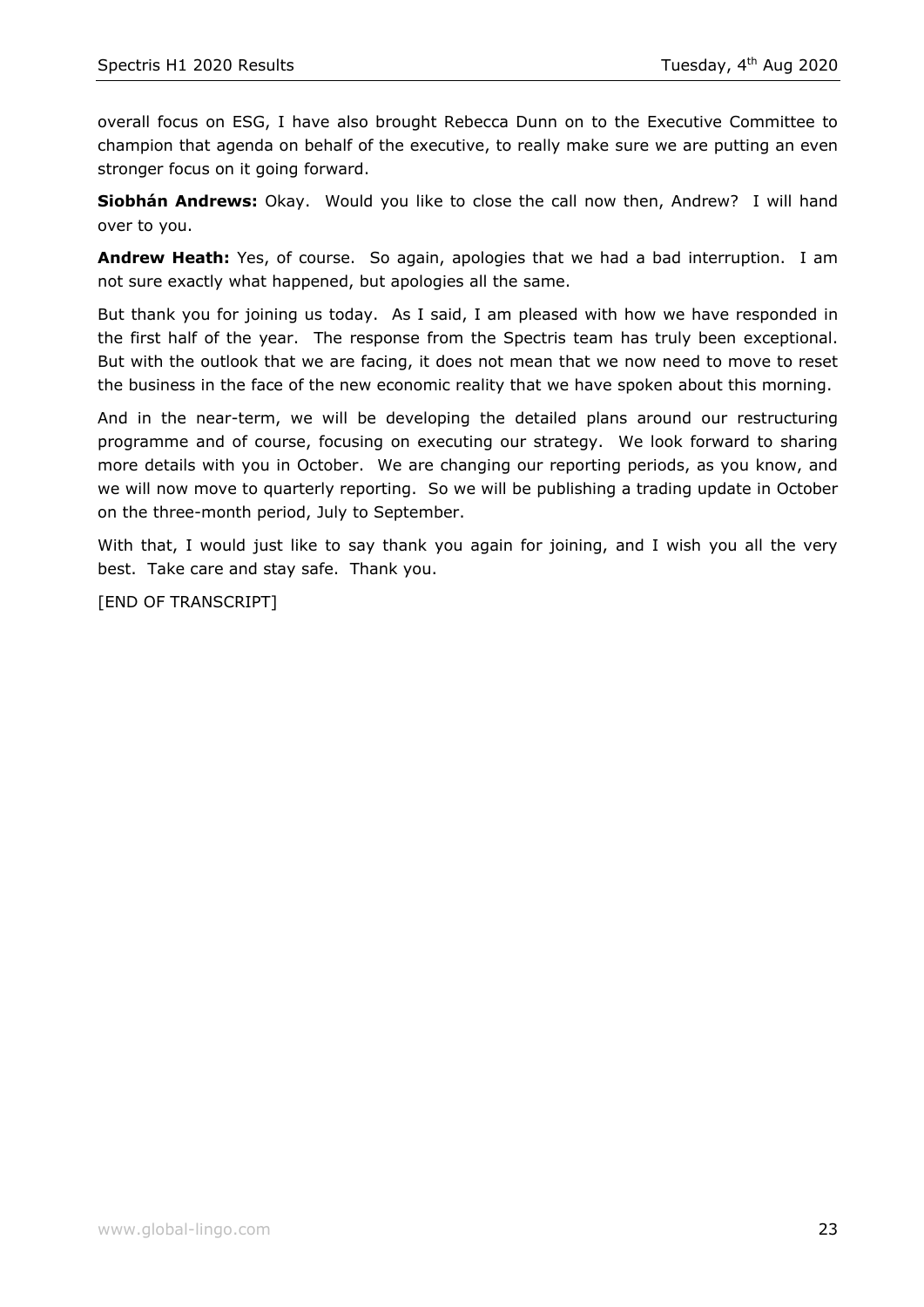overall focus on ESG, I have also brought Rebecca Dunn on to the Executive Committee to champion that agenda on behalf of the executive, to really make sure we are putting an even stronger focus on it going forward.

**Siobhán Andrews:** Okay. Would you like to close the call now then, Andrew? I will hand over to you.

**Andrew Heath:** Yes, of course. So again, apologies that we had a bad interruption. I am not sure exactly what happened, but apologies all the same.

But thank you for joining us today. As I said, I am pleased with how we have responded in the first half of the year. The response from the Spectris team has truly been exceptional. But with the outlook that we are facing, it does not mean that we now need to move to reset the business in the face of the new economic reality that we have spoken about this morning.

And in the near-term, we will be developing the detailed plans around our restructuring programme and of course, focusing on executing our strategy. We look forward to sharing more details with you in October. We are changing our reporting periods, as you know, and we will now move to quarterly reporting. So we will be publishing a trading update in October on the three-month period, July to September.

With that, I would just like to say thank you again for joining, and I wish you all the very best. Take care and stay safe. Thank you.

[END OF TRANSCRIPT]